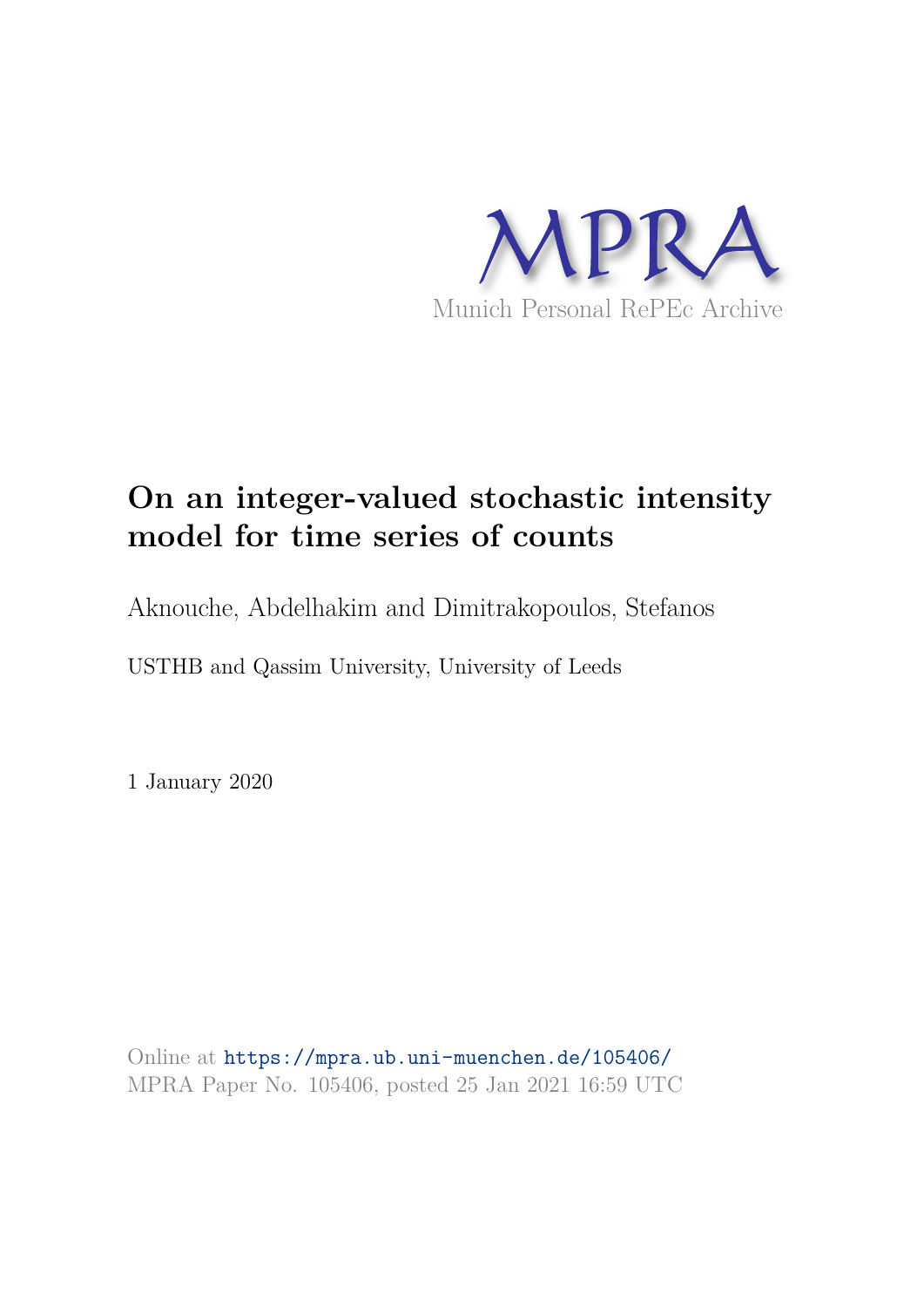MPRA

Munich Personal RePEc Archive

# On an integer-valued stochastic intensity model for time series of counts

Aknouche, Abdelhakim and Dimitrakopoulos, Stefanos

USTHB and Qassim University, University of Leeds

1 January 2020

Online at https://mpra.ub.uni-muenchen.de/105406/
MPRA Paper No. 105406, posted 25 Jan 2021 16:59 UTC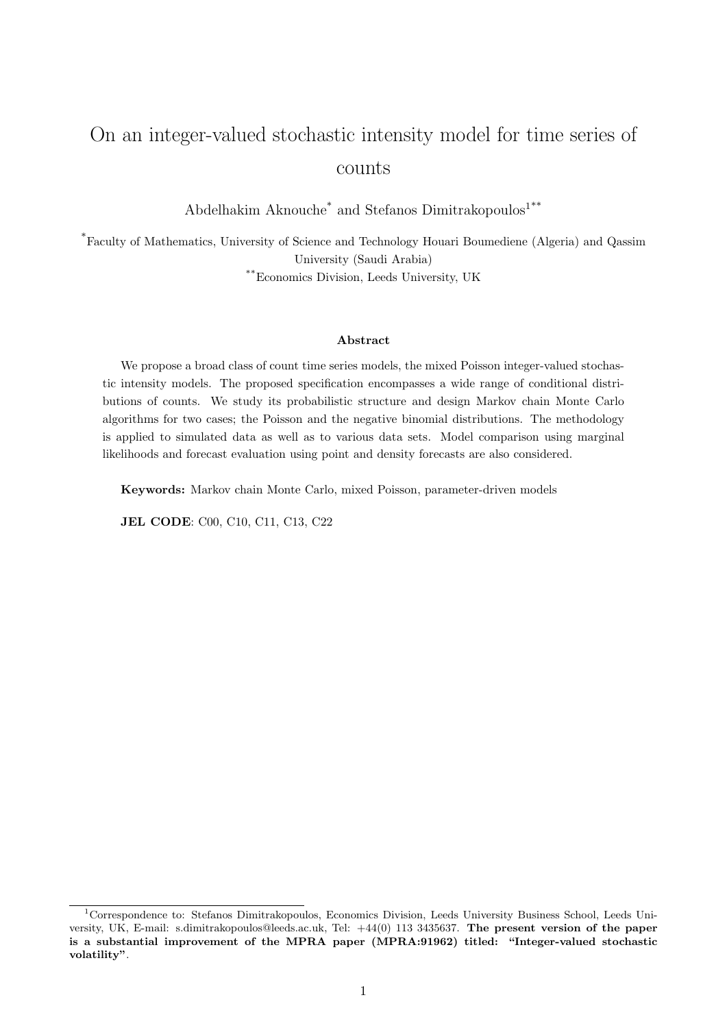# On an integer-valued stochastic intensity model for time series of counts

Abdelhakim Aknouche[*] and Stefanos Dimitrakopoulos[1**]

[*]Faculty of Mathematics, University of Science and Technology Houari Boumediene (Algeria) and Qassim University (Saudi Arabia)

[**]Economics Division, Leeds University, UK

### Abstract

We propose a broad class of count time series models, the mixed Poisson integer-valued stochastic intensity models. The proposed specification encompasses a wide range of conditional distributions of counts. We study its probabilistic structure and design Markov chain Monte Carlo algorithms for two cases; the Poisson and the negative binomial distributions. The methodology is applied to simulated data as well as to various data sets. Model comparison using marginal likelihoods and forecast evaluation using point and density forecasts are also considered.

**Keywords:** Markov chain Monte Carlo, mixed Poisson, parameter-driven models

**JEL CODE**: C00, C10, C11, C13, C22

---

[1]Correspondence to: Stefanos Dimitrakopoulos, Economics Division, Leeds University Business School, Leeds University, UK, E-mail: s.dimitrakopoulos@leeds.ac.uk, Tel: +44(0) 113 3435637. **The present version of the paper is a substantial improvement of the MPRA paper (MPRA:91962) titled: "Integer-valued stochastic volatility".**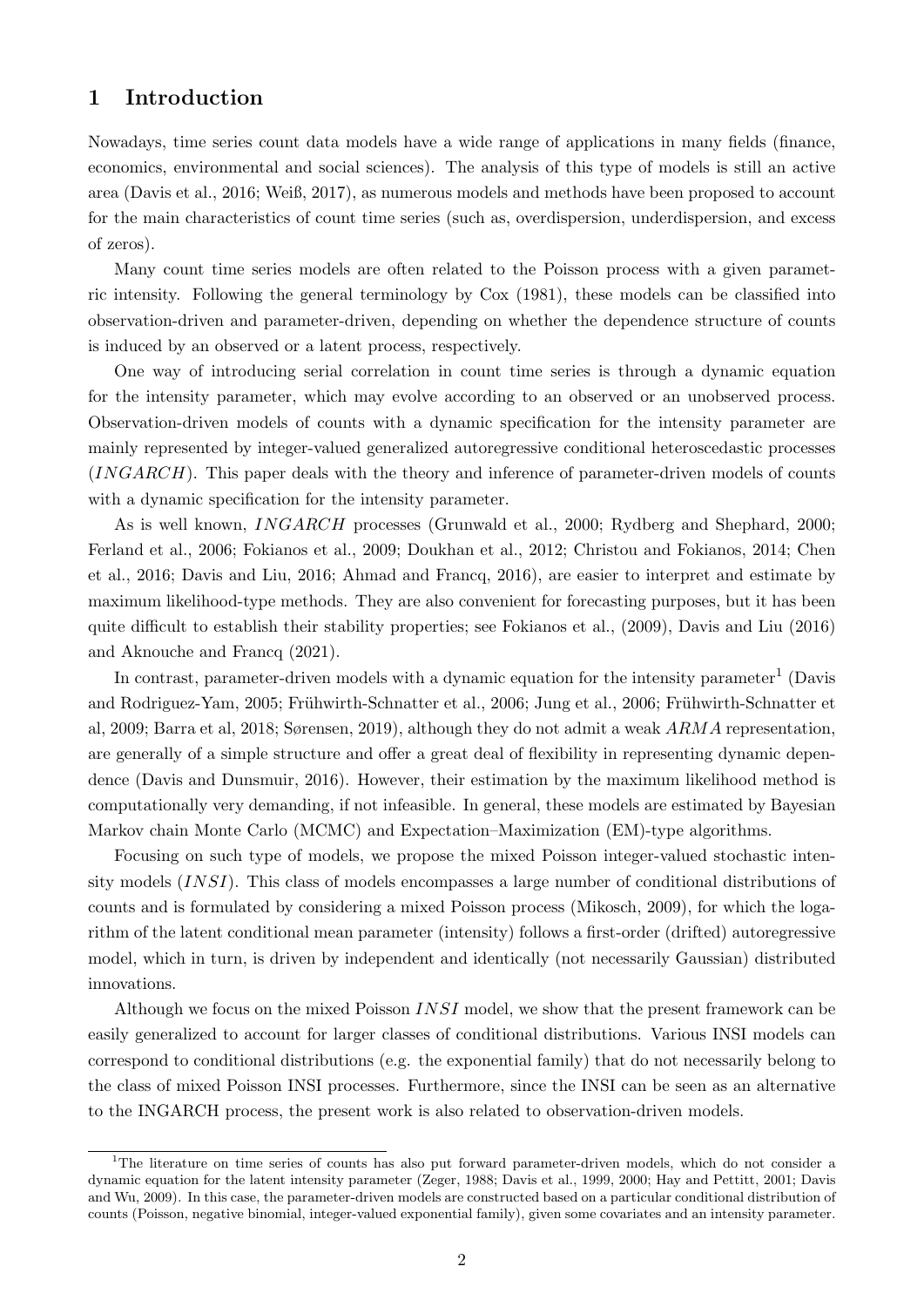## 1 Introduction

Nowadays, time series count data models have a wide range of applications in many fields (finance, economics, environmental and social sciences). The analysis of this type of models is still an active area (Davis et al., 2016; Weiß, 2017), as numerous models and methods have been proposed to account for the main characteristics of count time series (such as, overdispersion, underdispersion, and excess of zeros).

Many count time series models are often related to the Poisson process with a given parametric intensity. Following the general terminology by Cox (1981), these models can be classified into observation-driven and parameter-driven, depending on whether the dependence structure of counts is induced by an observed or a latent process, respectively.

One way of introducing serial correlation in count time series is through a dynamic equation for the intensity parameter, which may evolve according to an observed or an unobserved process. Observation-driven models of counts with a dynamic specification for the intensity parameter are mainly represented by integer-valued generalized autoregressive conditional heteroscedastic processes ($INGARCH$). This paper deals with the theory and inference of parameter-driven models of counts with a dynamic specification for the intensity parameter.

As is well known, $INGARCH$ processes (Grunwald et al., 2000; Rydberg and Shephard, 2000; Ferland et al., 2006; Fokianos et al., 2009; Doukhan et al., 2012; Christou and Fokianos, 2014; Chen et al., 2016; Davis and Liu, 2016; Ahmad and Francq, 2016), are easier to interpret and estimate by maximum likelihood-type methods. They are also convenient for forecasting purposes, but it has been quite difficult to establish their stability properties; see Fokianos et al., (2009), Davis and Liu (2016) and Aknouche and Francq (2021).

In contrast, parameter-driven models with a dynamic equation for the intensity parameter[1] (Davis and Rodriguez-Yam, 2005; Frühwirth-Schnatter et al., 2006; Jung et al., 2006; Frühwirth-Schnatter et al, 2009; Barra et al, 2018; Sørensen, 2019), although they do not admit a weak $ARMA$ representation, are generally of a simple structure and offer a great deal of flexibility in representing dynamic dependence (Davis and Dunsmuir, 2016). However, their estimation by the maximum likelihood method is computationally very demanding, if not infeasible. In general, these models are estimated by Bayesian Markov chain Monte Carlo (MCMC) and Expectation–Maximization (EM)-type algorithms.

Focusing on such type of models, we propose the mixed Poisson integer-valued stochastic intensity models ($INSI$). This class of models encompasses a large number of conditional distributions of counts and is formulated by considering a mixed Poisson process (Mikosch, 2009), for which the logarithm of the latent conditional mean parameter (intensity) follows a first-order (drifted) autoregressive model, which in turn, is driven by independent and identically (not necessarily Gaussian) distributed innovations.

Although we focus on the mixed Poisson $INSI$ model, we show that the present framework can be easily generalized to account for larger classes of conditional distributions. Various INSI models can correspond to conditional distributions (e.g. the exponential family) that do not necessarily belong to the class of mixed Poisson INSI processes. Furthermore, since the INSI can be seen as an alternative to the INGARCH process, the present work is also related to observation-driven models.

[1] The literature on time series of counts has also put forward parameter-driven models, which do not consider a dynamic equation for the latent intensity parameter (Zeger, 1988; Davis et al., 1999, 2000; Hay and Pettitt, 2001; Davis and Wu, 2009). In this case, the parameter-driven models are constructed based on a particular conditional distribution of counts (Poisson, negative binomial, integer-valued exponential family), given some covariates and an intensity parameter.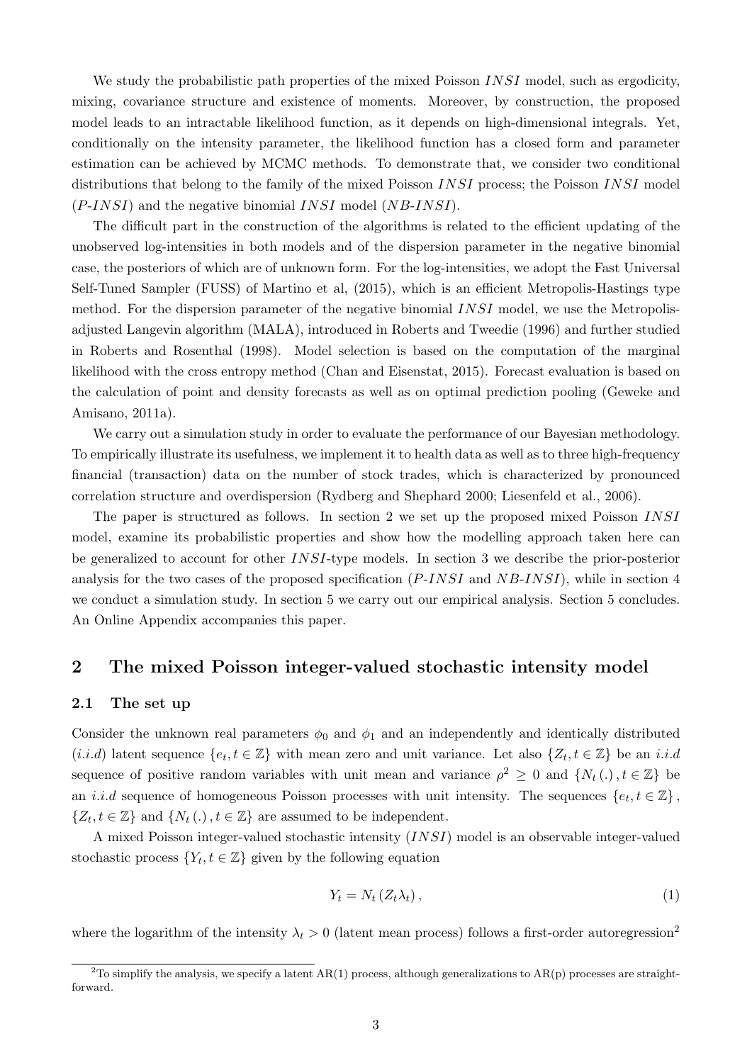We study the probabilistic path properties of the mixed Poisson $INSI$ model, such as ergodicity, mixing, covariance structure and existence of moments. Moreover, by construction, the proposed model leads to an intractable likelihood function, as it depends on high-dimensional integrals. Yet, conditionally on the intensity parameter, the likelihood function has a closed form and parameter estimation can be achieved by MCMC methods. To demonstrate that, we consider two conditional distributions that belong to the family of the mixed Poisson $INSI$ process; the Poisson $INSI$ model ($P$-$INSI$) and the negative binomial $INSI$ model ($NB$-$INSI$).

The difficult part in the construction of the algorithms is related to the efficient updating of the unobserved log-intensities in both models and of the dispersion parameter in the negative binomial case, the posteriors of which are of unknown form. For the log-intensities, we adopt the Fast Universal Self-Tuned Sampler (FUSS) of Martino et al, (2015), which is an efficient Metropolis-Hastings type method. For the dispersion parameter of the negative binomial $INSI$ model, we use the Metropolis-adjusted Langevin algorithm (MALA), introduced in Roberts and Tweedie (1996) and further studied in Roberts and Rosenthal (1998). Model selection is based on the computation of the marginal likelihood with the cross entropy method (Chan and Eisenstat, 2015). Forecast evaluation is based on the calculation of point and density forecasts as well as on optimal prediction pooling (Geweke and Amisano, 2011a).

We carry out a simulation study in order to evaluate the performance of our Bayesian methodology. To empirically illustrate its usefulness, we implement it to health data as well as to three high-frequency financial (transaction) data on the number of stock trades, which is characterized by pronounced correlation structure and overdispersion (Rydberg and Shephard 2000; Liesenfeld et al., 2006).

The paper is structured as follows. In section 2 we set up the proposed mixed Poisson $INSI$ model, examine its probabilistic properties and show how the modelling approach taken here can be generalized to account for other $INSI$-type models. In section 3 we describe the prior-posterior analysis for the two cases of the proposed specification ($P$-$INSI$ and $NB$-$INSI$), while in section 4 we conduct a simulation study. In section 5 we carry out our empirical analysis. Section 5 concludes. An Online Appendix accompanies this paper.

## 2 The mixed Poisson integer-valued stochastic intensity model

### 2.1 The set up

Consider the unknown real parameters $\phi_0$ and $\phi_1$ and an independently and identically distributed ($i.i.d$) latent sequence $\{e_t, t \in \mathbb{Z}\}$ with mean zero and unit variance. Let also $\{Z_t, t \in \mathbb{Z}\}$ be an $i.i.d$ sequence of positive random variables with unit mean and variance $\rho^2 \geq 0$ and $\{N_t(.), t \in \mathbb{Z}\}$ be an $i.i.d$ sequence of homogeneous Poisson processes with unit intensity. The sequences $\{e_t, t \in \mathbb{Z}\}$, $\{Z_t, t \in \mathbb{Z}\}$ and $\{N_t(.), t \in \mathbb{Z}\}$ are assumed to be independent.

A mixed Poisson integer-valued stochastic intensity ($INSI$) model is an observable integer-valued stochastic process $\{Y_t, t \in \mathbb{Z}\}$ given by the following equation

$$Y_t = N_t(Z_t \lambda_t), \tag{1}$$

where the logarithm of the intensity $\lambda_t > 0$ (latent mean process) follows a first-order autoregression[2]

[2] To simplify the analysis, we specify a latent AR(1) process, although generalizations to AR(p) processes are straightforward.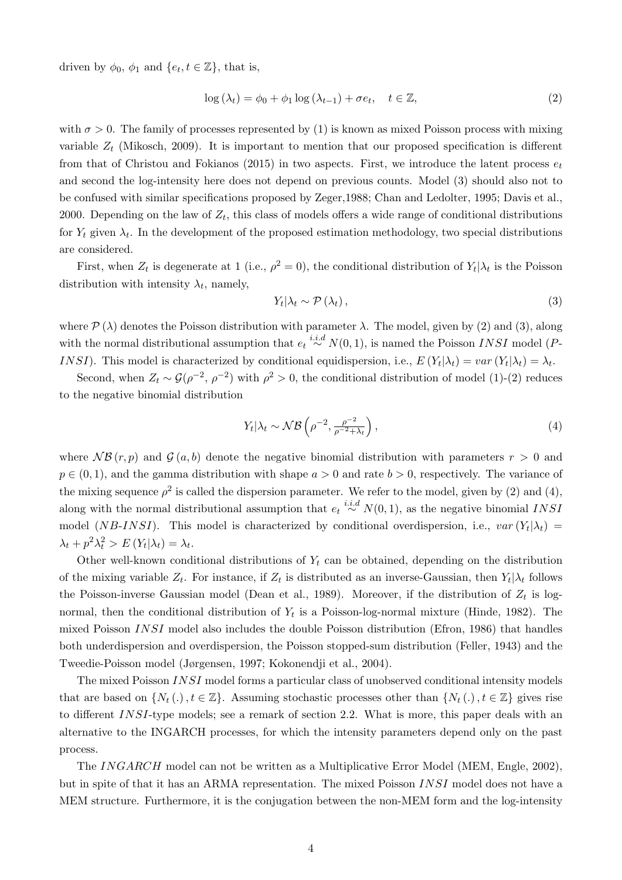driven by $\phi_0$, $\phi_1$ and $\{e_t, t \in \mathbb{Z}\}$, that is,

$$\log(\lambda_t) = \phi_0 + \phi_1 \log(\lambda_{t-1}) + \sigma e_t, \quad t \in \mathbb{Z}, \tag{2}$$

with $\sigma > 0$. The family of processes represented by (1) is known as mixed Poisson process with mixing variable $Z_t$ (Mikosch, 2009). It is important to mention that our proposed specification is different from that of Christou and Fokianos (2015) in two aspects. First, we introduce the latent process $e_t$ and second the log-intensity here does not depend on previous counts. Model (3) should also not to be confused with similar specifications proposed by Zeger,1988; Chan and Ledolter, 1995; Davis et al., 2000. Depending on the law of $Z_t$, this class of models offers a wide range of conditional distributions for $Y_t$ given $\lambda_t$. In the development of the proposed estimation methodology, two special distributions are considered.

First, when $Z_t$ is degenerate at 1 (i.e., $\rho^2 = 0$), the conditional distribution of $Y_t|\lambda_t$ is the Poisson distribution with intensity $\lambda_t$, namely,

$$Y_t|\lambda_t \sim \mathcal{P}(\lambda_t), \tag{3}$$

where $\mathcal{P}(\lambda)$ denotes the Poisson distribution with parameter $\lambda$. The model, given by (2) and (3), along with the normal distributional assumption that $e_t \overset{i.i.d}{\sim} N(0,1)$, is named the Poisson $INSI$ model ($P$-$INSI$). This model is characterized by conditional equidispersion, i.e., $E(Y_t|\lambda_t) = var(Y_t|\lambda_t) = \lambda_t$.

Second, when $Z_t \sim \mathcal{G}(\rho^{-2}, \rho^{-2})$ with $\rho^2 > 0$, the conditional distribution of model (1)-(2) reduces to the negative binomial distribution

$$Y_t|\lambda_t \sim \mathcal{NB}\left(\rho^{-2}, \tfrac{\rho^{-2}}{\rho^{-2}+\lambda_t}\right), \tag{4}$$

where $\mathcal{NB}(r,p)$ and $\mathcal{G}(a,b)$ denote the negative binomial distribution with parameters $r > 0$ and $p \in (0,1)$, and the gamma distribution with shape $a > 0$ and rate $b > 0$, respectively. The variance of the mixing sequence $\rho^2$ is called the dispersion parameter. We refer to the model, given by (2) and (4), along with the normal distributional assumption that $e_t \overset{i.i.d}{\sim} N(0,1)$, as the negative binomial $INSI$ model ($NB$-$INSI$). This model is characterized by conditional overdispersion, i.e., $var(Y_t|\lambda_t) = \lambda_t + p^2\lambda_t^2 > E(Y_t|\lambda_t) = \lambda_t$.

Other well-known conditional distributions of $Y_t$ can be obtained, depending on the distribution of the mixing variable $Z_t$. For instance, if $Z_t$ is distributed as an inverse-Gaussian, then $Y_t|\lambda_t$ follows the Poisson-inverse Gaussian model (Dean et al., 1989). Moreover, if the distribution of $Z_t$ is log-normal, then the conditional distribution of $Y_t$ is a Poisson-log-normal mixture (Hinde, 1982). The mixed Poisson $INSI$ model also includes the double Poisson distribution (Efron, 1986) that handles both underdispersion and overdispersion, the Poisson stopped-sum distribution (Feller, 1943) and the Tweedie-Poisson model (Jørgensen, 1997; Kokonendji et al., 2004).

The mixed Poisson $INSI$ model forms a particular class of unobserved conditional intensity models that are based on $\{N_t(.), t \in \mathbb{Z}\}$. Assuming stochastic processes other than $\{N_t(.), t \in \mathbb{Z}\}$ gives rise to different $INSI$-type models; see a remark of section 2.2. What is more, this paper deals with an alternative to the INGARCH processes, for which the intensity parameters depend only on the past process.

The $INGARCH$ model can not be written as a Multiplicative Error Model (MEM, Engle, 2002), but in spite of that it has an ARMA representation. The mixed Poisson $INSI$ model does not have a MEM structure. Furthermore, it is the conjugation between the non-MEM form and the log-intensity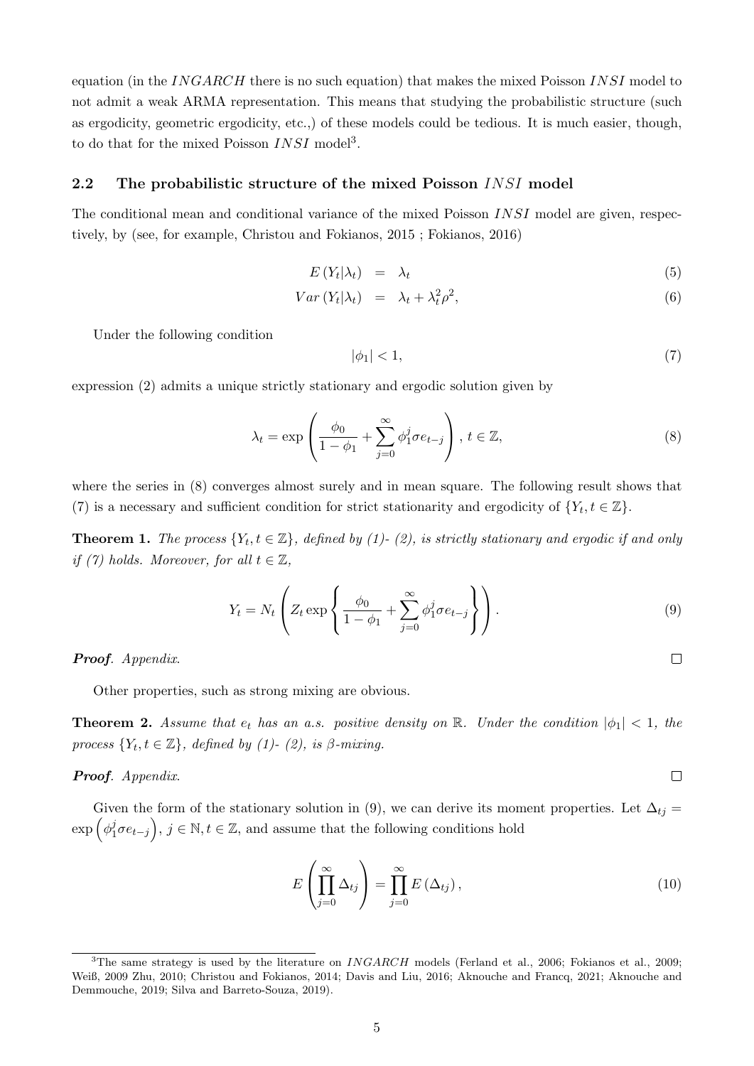equation (in the $INGARCH$ there is no such equation) that makes the mixed Poisson $INSI$ model to not admit a weak ARMA representation. This means that studying the probabilistic structure (such as ergodicity, geometric ergodicity, etc.,) of these models could be tedious. It is much easier, though, to do that for the mixed Poisson $INSI$ model[3].

## 2.2 The probabilistic structure of the mixed Poisson $INSI$ model

The conditional mean and conditional variance of the mixed Poisson $INSI$ model are given, respectively, by (see, for example, Christou and Fokianos, 2015 ; Fokianos, 2016)

$$
\begin{aligned}
E\left(Y_t|\lambda_t\right) &= \lambda_t & (5)\\
Var\left(Y_t|\lambda_t\right) &= \lambda_t + \lambda_t^2\rho^2, & (6)
\end{aligned}
$$

Under the following condition

$$
|\phi_1| < 1, \tag{7}
$$

expression (2) admits a unique strictly stationary and ergodic solution given by

$$
\lambda_t = \exp\left(\frac{\phi_0}{1-\phi_1} + \sum_{j=0}^{\infty} \phi_1^j \sigma e_{t-j}\right),\ t \in \mathbb{Z}, \tag{8}
$$

where the series in (8) converges almost surely and in mean square. The following result shows that (7) is a necessary and sufficient condition for strict stationarity and ergodicity of $\{Y_t, t \in \mathbb{Z}\}$.

**Theorem 1.** *The process $\{Y_t, t \in \mathbb{Z}\}$, defined by (1)- (2), is strictly stationary and ergodic if and only if (7) holds. Moreover, for all $t \in \mathbb{Z}$,*

$$
Y_t = N_t\left(Z_t \exp\left\{\frac{\phi_0}{1-\phi_1} + \sum_{j=0}^{\infty} \phi_1^j \sigma e_{t-j}\right\}\right). \tag{9}
$$

***Proof***. *Appendix.* □

Other properties, such as strong mixing are obvious.

**Theorem 2.** *Assume that $e_t$ has an a.s. positive density on $\mathbb{R}$. Under the condition $|\phi_1| < 1$, the process $\{Y_t, t \in \mathbb{Z}\}$, defined by (1)- (2), is $\beta$-mixing.*

***Proof***. *Appendix.* □

Given the form of the stationary solution in (9), we can derive its moment properties. Let $\Delta_{tj} = \exp\left(\phi_1^j \sigma e_{t-j}\right)$, $j \in \mathbb{N}, t \in \mathbb{Z}$, and assume that the following conditions hold

$$
E\left(\prod_{j=0}^{\infty} \Delta_{tj}\right) = \prod_{j=0}^{\infty} E\left(\Delta_{tj}\right), \tag{10}
$$

[3] The same strategy is used by the literature on $INGARCH$ models (Ferland et al., 2006; Fokianos et al., 2009; Weiß, 2009 Zhu, 2010; Christou and Fokianos, 2014; Davis and Liu, 2016; Aknouche and Francq, 2021; Aknouche and Demmouche, 2019; Silva and Barreto-Souza, 2019).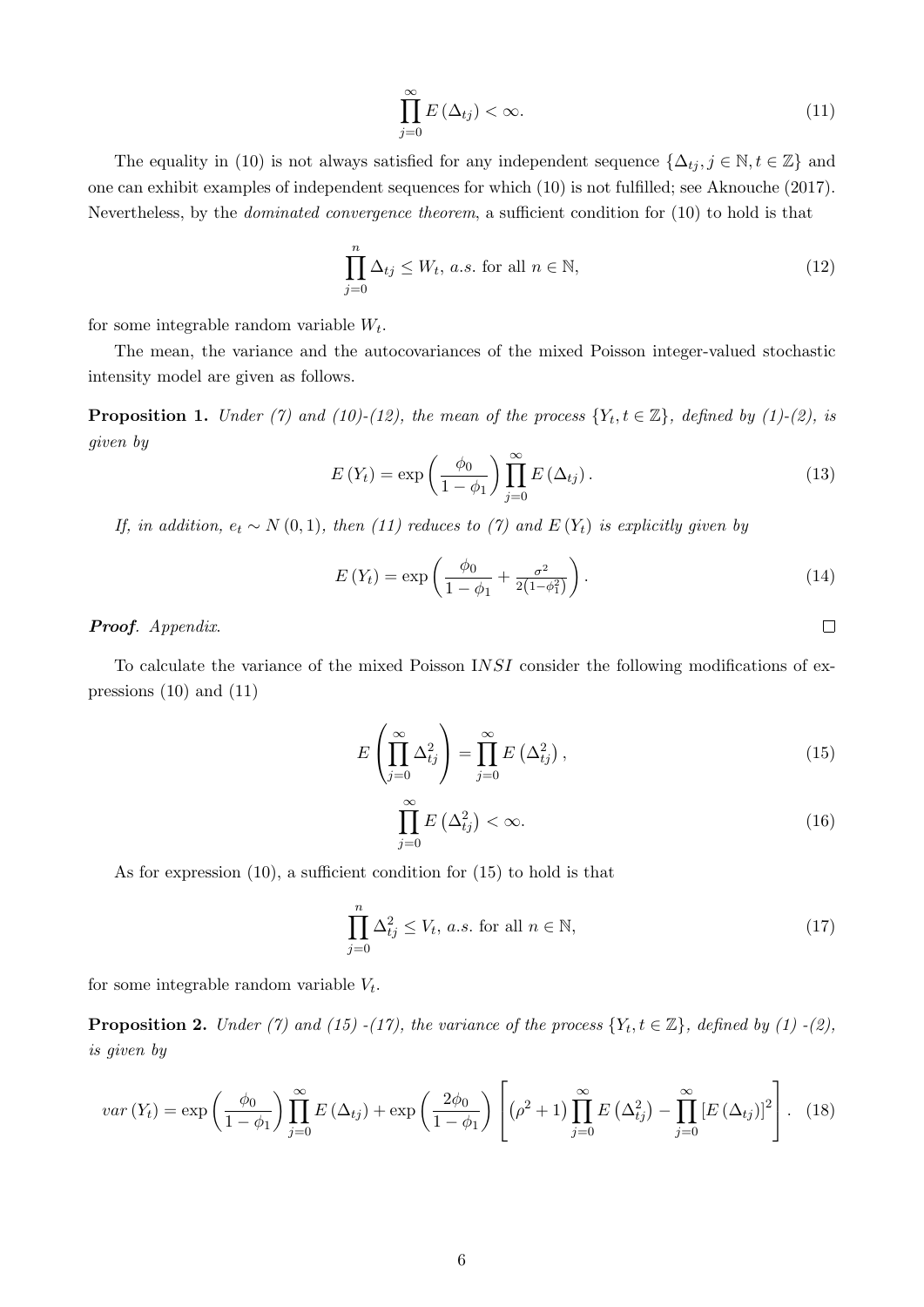$$\prod_{j=0}^{\infty} E(\Delta_{tj}) < \infty. \tag{11}$$

The equality in (10) is not always satisfied for any independent sequence $\{\Delta_{tj}, j \in \mathbb{N}, t \in \mathbb{Z}\}$ and one can exhibit examples of independent sequences for which (10) is not fulfilled; see Aknouche (2017). Nevertheless, by the *dominated convergence theorem*, a sufficient condition for (10) to hold is that

$$\prod_{j=0}^{n} \Delta_{tj} \leq W_t, \ a.s. \text{ for all } n \in \mathbb{N}, \tag{12}$$

for some integrable random variable $W_t$.

The mean, the variance and the autocovariances of the mixed Poisson integer-valued stochastic intensity model are given as follows.

**Proposition 1.** *Under (7) and (10)-(12), the mean of the process $\{Y_t, t \in \mathbb{Z}\}$, defined by (1)-(2), is given by*

$$E(Y_t) = \exp\left(\frac{\phi_0}{1-\phi_1}\right) \prod_{j=0}^{\infty} E(\Delta_{tj}). \tag{13}$$

*If, in addition, $e_t \sim N(0,1)$, then (11) reduces to (7) and $E(Y_t)$ is explicitly given by*

$$E(Y_t) = \exp\left(\frac{\phi_0}{1-\phi_1} + \frac{\sigma^2}{2(1-\phi_1^2)}\right). \tag{14}$$

***Proof***. *Appendix.* □

To calculate the variance of the mixed Poisson I$NSI$ consider the following modifications of expressions (10) and (11)

$$E\left(\prod_{j=0}^{\infty} \Delta_{tj}^2\right) = \prod_{j=0}^{\infty} E\left(\Delta_{tj}^2\right), \tag{15}$$

$$\prod_{j=0}^{\infty} E\left(\Delta_{tj}^2\right) < \infty. \tag{16}$$

As for expression (10), a sufficient condition for (15) to hold is that

$$\prod_{j=0}^{n} \Delta_{tj}^2 \leq V_t, \ a.s. \text{ for all } n \in \mathbb{N}, \tag{17}$$

for some integrable random variable $V_t$.

**Proposition 2.** *Under (7) and (15) -(17), the variance of the process $\{Y_t, t \in \mathbb{Z}\}$, defined by (1) -(2), is given by*

$$var(Y_t) = \exp\left(\frac{\phi_0}{1-\phi_1}\right) \prod_{j=0}^{\infty} E(\Delta_{tj}) + \exp\left(\frac{2\phi_0}{1-\phi_1}\right)\left[\left(\rho^2+1\right)\prod_{j=0}^{\infty} E\left(\Delta_{tj}^2\right) - \prod_{j=0}^{\infty} \left[E(\Delta_{tj})\right]^2\right]. \tag{18}$$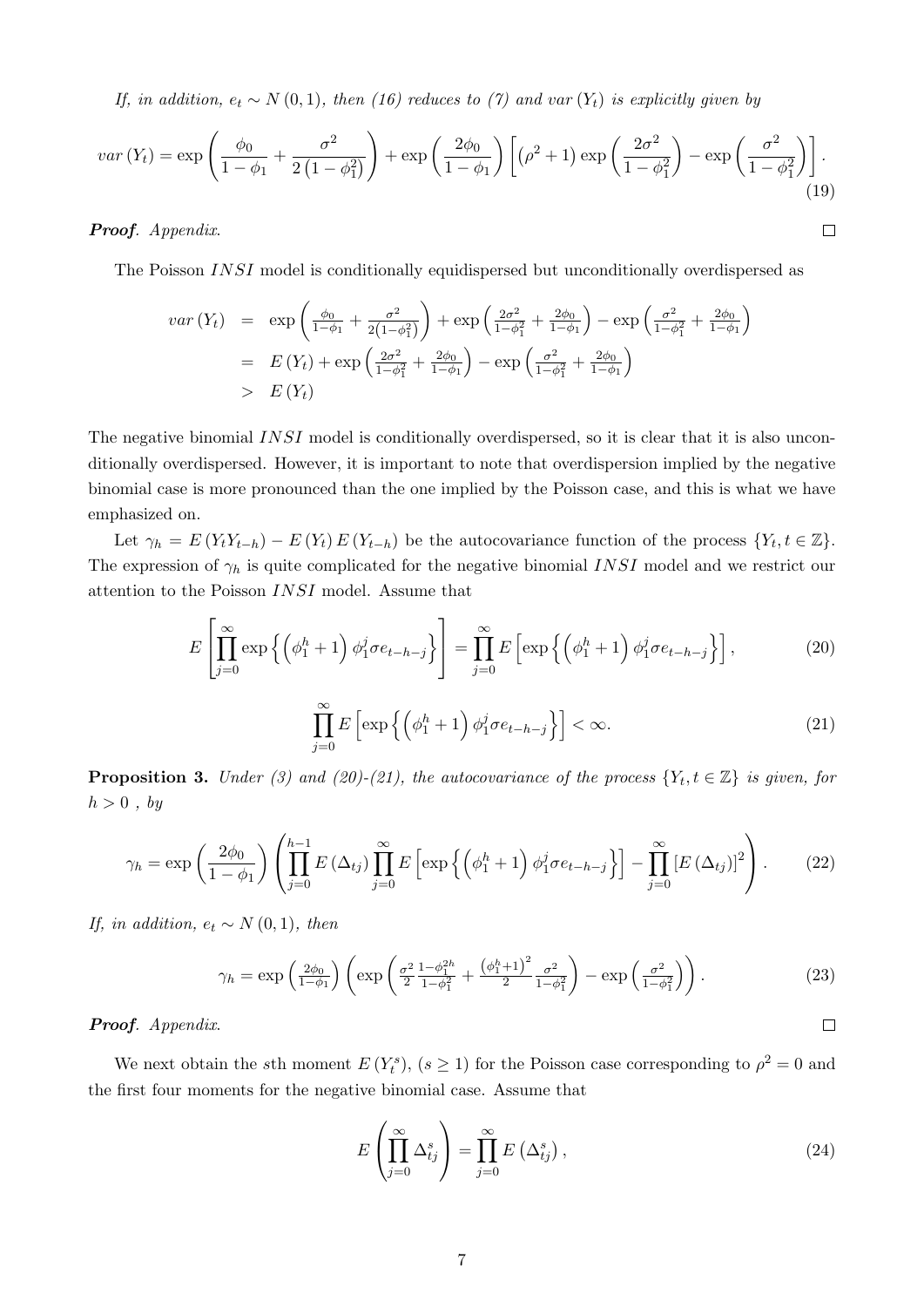*If, in addition, $e_t \sim N(0,1)$, then (16) reduces to (7) and $var(Y_t)$ is explicitly given by*

$$var(Y_t) = \exp\left(\frac{\phi_0}{1-\phi_1} + \frac{\sigma^2}{2\left(1-\phi_1^2\right)}\right) + \exp\left(\frac{2\phi_0}{1-\phi_1}\right)\left[\left(\rho^2+1\right)\exp\left(\frac{2\sigma^2}{1-\phi_1^2}\right) - \exp\left(\frac{\sigma^2}{1-\phi_1^2}\right)\right]. \tag{19}$$

***Proof***. *Appendix.* $\square$

The Poisson $INSI$ model is conditionally equidispersed but unconditionally overdispersed as

$$\begin{aligned} var(Y_t) &= \exp\left(\tfrac{\phi_0}{1-\phi_1} + \tfrac{\sigma^2}{2\left(1-\phi_1^2\right)}\right) + \exp\left(\tfrac{2\sigma^2}{1-\phi_1^2} + \tfrac{2\phi_0}{1-\phi_1}\right) - \exp\left(\tfrac{\sigma^2}{1-\phi_1^2} + \tfrac{2\phi_0}{1-\phi_1}\right) \\ &= E(Y_t) + \exp\left(\tfrac{2\sigma^2}{1-\phi_1^2} + \tfrac{2\phi_0}{1-\phi_1}\right) - \exp\left(\tfrac{\sigma^2}{1-\phi_1^2} + \tfrac{2\phi_0}{1-\phi_1}\right) \\ &> E(Y_t) \end{aligned}$$

The negative binomial $INSI$ model is conditionally overdispersed, so it is clear that it is also unconditionally overdispersed. However, it is important to note that overdispersion implied by the negative binomial case is more pronounced than the one implied by the Poisson case, and this is what we have emphasized on.

Let $\gamma_h = E(Y_t Y_{t-h}) - E(Y_t)E(Y_{t-h})$ be the autocovariance function of the process $\{Y_t, t \in \mathbb{Z}\}$. The expression of $\gamma_h$ is quite complicated for the negative binomial $INSI$ model and we restrict our attention to the Poisson $INSI$ model. Assume that

$$E\left[\prod_{j=0}^{\infty} \exp\left\{\left(\phi_1^h + 1\right)\phi_1^j \sigma e_{t-h-j}\right\}\right] = \prod_{j=0}^{\infty} E\left[\exp\left\{\left(\phi_1^h + 1\right)\phi_1^j \sigma e_{t-h-j}\right\}\right], \tag{20}$$

$$\prod_{j=0}^{\infty} E\left[\exp\left\{\left(\phi_1^h + 1\right)\phi_1^j \sigma e_{t-h-j}\right\}\right] < \infty. \tag{21}$$

**Proposition 3.** *Under (3) and (20)-(21), the autocovariance of the process $\{Y_t, t \in \mathbb{Z}\}$ is given, for $h > 0$ , by*

$$\gamma_h = \exp\left(\frac{2\phi_0}{1-\phi_1}\right)\left(\prod_{j=0}^{h-1} E(\Delta_{tj}) \prod_{j=0}^{\infty} E\left[\exp\left\{\left(\phi_1^h + 1\right)\phi_1^j \sigma e_{t-h-j}\right\}\right] - \prod_{j=0}^{\infty}\left[E(\Delta_{tj})\right]^2\right). \tag{22}$$

*If, in addition, $e_t \sim N(0,1)$, then*

$$\gamma_h = \exp\left(\tfrac{2\phi_0}{1-\phi_1}\right)\left(\exp\left(\tfrac{\sigma^2}{2}\tfrac{1-\phi_1^{2h}}{1-\phi_1^2} + \tfrac{\left(\phi_1^h+1\right)^2}{2}\tfrac{\sigma^2}{1-\phi_1^2}\right) - \exp\left(\tfrac{\sigma^2}{1-\phi_1^2}\right)\right). \tag{23}$$

***Proof***. *Appendix.* $\square$

We next obtain the $s$th moment $E(Y_t^s)$, $(s \geq 1)$ for the Poisson case corresponding to $\rho^2 = 0$ and the first four moments for the negative binomial case. Assume that

$$E\left(\prod_{j=0}^{\infty} \Delta_{tj}^s\right) = \prod_{j=0}^{\infty} E\left(\Delta_{tj}^s\right), \tag{24}$$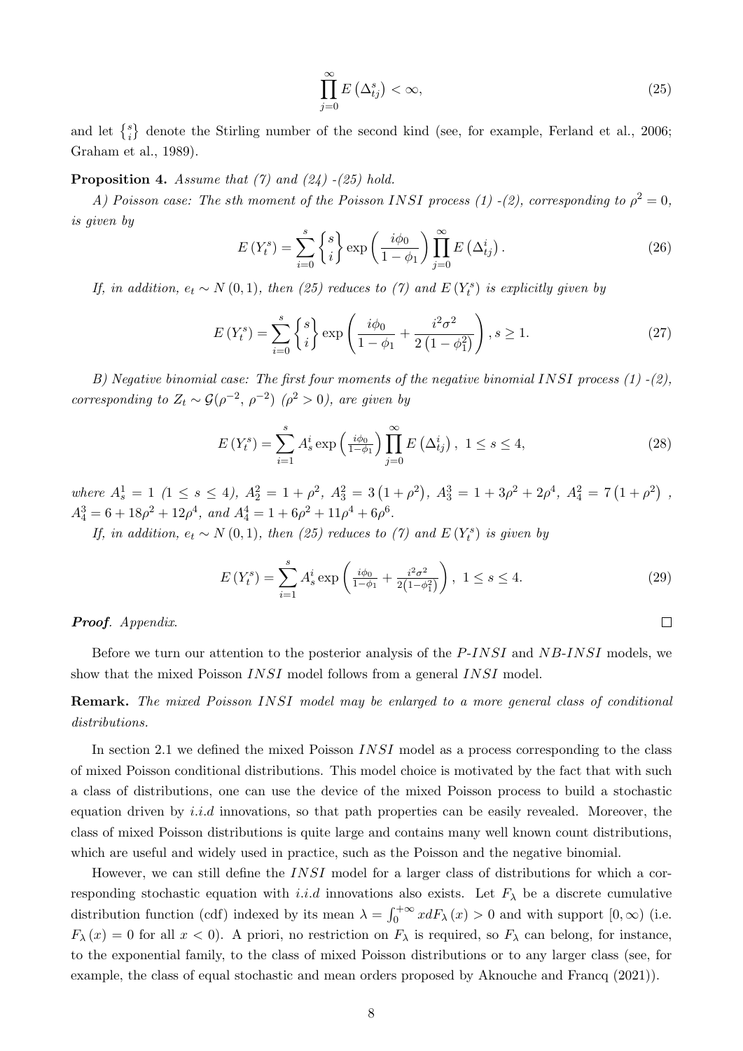$$\prod_{j=0}^{\infty} E\left(\Delta_{tj}^{s}\right) < \infty, \tag{25}$$

and let $\left\{ {s \atop i} \right\}$ denote the Stirling number of the second kind (see, for example, Ferland et al., 2006; Graham et al., 1989).

**Proposition 4.** *Assume that (7) and (24) -(25) hold.*

*A) Poisson case: The sth moment of the Poisson $INSI$ process (1) -(2), corresponding to $\rho^2 = 0$, is given by*

$$E\left(Y_t^s\right) = \sum_{i=0}^{s} \left\{ {s \atop i} \right\} \exp\left(\frac{i\phi_0}{1-\phi_1}\right) \prod_{j=0}^{\infty} E\left(\Delta_{tj}^{i}\right). \tag{26}$$

*If, in addition, $e_t \sim N(0,1)$, then (25) reduces to (7) and $E\left(Y_t^s\right)$ is explicitly given by*

$$E\left(Y_t^s\right) = \sum_{i=0}^{s} \left\{ {s \atop i} \right\} \exp\left(\frac{i\phi_0}{1-\phi_1} + \frac{i^2\sigma^2}{2\left(1-\phi_1^2\right)}\right), s \geq 1. \tag{27}$$

*B) Negative binomial case: The first four moments of the negative binomial $INSI$ process (1) -(2), corresponding to $Z_t \sim \mathcal{G}(\rho^{-2}, \rho^{-2})$ ($\rho^2 > 0$), are given by*

$$E\left(Y_t^s\right) = \sum_{i=1}^{s} A_s^i \exp\left(\tfrac{i\phi_0}{1-\phi_1}\right) \prod_{j=0}^{\infty} E\left(\Delta_{tj}^{i}\right),\ 1 \leq s \leq 4, \tag{28}$$

*where $A_s^1 = 1$ ($1 \leq s \leq 4$), $A_2^2 = 1+\rho^2$, $A_3^2 = 3\left(1+\rho^2\right)$, $A_3^3 = 1+3\rho^2+2\rho^4$, $A_4^2 = 7\left(1+\rho^2\right)$, $A_4^3 = 6+18\rho^2+12\rho^4$, and $A_4^4 = 1+6\rho^2+11\rho^4+6\rho^6$.*

*If, in addition, $e_t \sim N(0,1)$, then (25) reduces to (7) and $E\left(Y_t^s\right)$ is given by*

$$E\left(Y_t^s\right) = \sum_{i=1}^{s} A_s^i \exp\left(\tfrac{i\phi_0}{1-\phi_1} + \tfrac{i^2\sigma^2}{2\left(1-\phi_1^2\right)}\right),\ 1 \leq s \leq 4. \tag{29}$$

***Proof**. Appendix.* □

Before we turn our attention to the posterior analysis of the *P-INSI* and *NB-INSI* models, we show that the mixed Poisson $INSI$ model follows from a general $INSI$ model.

**Remark.** *The mixed Poisson $INSI$ model may be enlarged to a more general class of conditional distributions.*

In section 2.1 we defined the mixed Poisson $INSI$ model as a process corresponding to the class of mixed Poisson conditional distributions. This model choice is motivated by the fact that with such a class of distributions, one can use the device of the mixed Poisson process to build a stochastic equation driven by *i.i.d* innovations, so that path properties can be easily revealed. Moreover, the class of mixed Poisson distributions is quite large and contains many well known count distributions, which are useful and widely used in practice, such as the Poisson and the negative binomial.

However, we can still define the $INSI$ model for a larger class of distributions for which a corresponding stochastic equation with *i.i.d* innovations also exists. Let $F_\lambda$ be a discrete cumulative distribution function (cdf) indexed by its mean $\lambda = \int_0^{+\infty} x dF_\lambda(x) > 0$ and with support $[0,\infty)$ (i.e. $F_\lambda(x) = 0$ for all $x < 0$). A priori, no restriction on $F_\lambda$ is required, so $F_\lambda$ can belong, for instance, to the exponential family, to the class of mixed Poisson distributions or to any larger class (see, for example, the class of equal stochastic and mean orders proposed by Aknouche and Francq (2021)).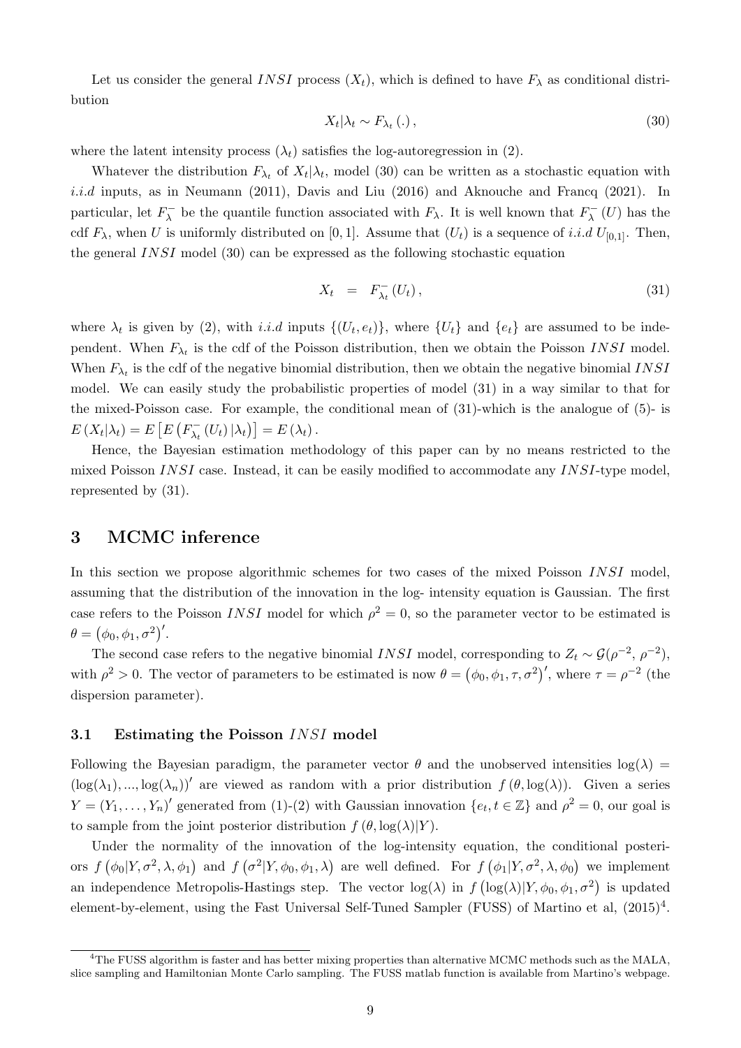Let us consider the general *INSI* process $(X_t)$, which is defined to have $F_\lambda$ as conditional distribution

$$X_t|\lambda_t \sim F_{\lambda_t}(.), \tag{30}$$

where the latent intensity process $(\lambda_t)$ satisfies the log-autoregression in (2).

Whatever the distribution $F_{\lambda_t}$ of $X_t|\lambda_t$, model (30) can be written as a stochastic equation with *i.i.d* inputs, as in Neumann (2011), Davis and Liu (2016) and Aknouche and Francq (2021). In particular, let $F_\lambda^-$ be the quantile function associated with $F_\lambda$. It is well known that $F_\lambda^-(U)$ has the cdf $F_\lambda$, when $U$ is uniformly distributed on $[0,1]$. Assume that $(U_t)$ is a sequence of *i.i.d* $U_{[0,1]}$. Then, the general *INSI* model (30) can be expressed as the following stochastic equation

$$X_t = F_{\lambda_t}^-(U_t), \tag{31}$$

where $\lambda_t$ is given by (2), with *i.i.d* inputs $\{(U_t, e_t)\}$, where $\{U_t\}$ and $\{e_t\}$ are assumed to be independent. When $F_{\lambda_t}$ is the cdf of the Poisson distribution, then we obtain the Poisson *INSI* model. When $F_{\lambda_t}$ is the cdf of the negative binomial distribution, then we obtain the negative binomial *INSI* model. We can easily study the probabilistic properties of model (31) in a way similar to that for the mixed-Poisson case. For example, the conditional mean of (31)-which is the analogue of (5)- is $E(X_t|\lambda_t) = E\left[E\left(F_{\lambda_t}^-(U_t)|\lambda_t\right)\right] = E(\lambda_t)$.

Hence, the Bayesian estimation methodology of this paper can by no means restricted to the mixed Poisson *INSI* case. Instead, it can be easily modified to accommodate any *INSI*-type model, represented by (31).

## 3 MCMC inference

In this section we propose algorithmic schemes for two cases of the mixed Poisson *INSI* model, assuming that the distribution of the innovation in the log- intensity equation is Gaussian. The first case refers to the Poisson *INSI* model for which $\rho^2 = 0$, so the parameter vector to be estimated is $\theta = \left(\phi_0, \phi_1, \sigma^2\right)'$.

The second case refers to the negative binomial *INSI* model, corresponding to $Z_t \sim \mathcal{G}(\rho^{-2}, \rho^{-2})$, with $\rho^2 > 0$. The vector of parameters to be estimated is now $\theta = \left(\phi_0, \phi_1, \tau, \sigma^2\right)'$, where $\tau = \rho^{-2}$ (the dispersion parameter).

### 3.1 Estimating the Poisson *INSI* model

Following the Bayesian paradigm, the parameter vector $\theta$ and the unobserved intensities $\log(\lambda) = (\log(\lambda_1), ..., \log(\lambda_n))'$ are viewed as random with a prior distribution $f(\theta, \log(\lambda))$. Given a series $Y = (Y_1, \ldots, Y_n)'$ generated from (1)-(2) with Gaussian innovation $\{e_t, t \in \mathbb{Z}\}$ and $\rho^2 = 0$, our goal is to sample from the joint posterior distribution $f(\theta, \log(\lambda)|Y)$.

Under the normality of the innovation of the log-intensity equation, the conditional posteriors $f\left(\phi_0|Y, \sigma^2, \lambda, \phi_1\right)$ and $f\left(\sigma^2|Y, \phi_0, \phi_1, \lambda\right)$ are well defined. For $f\left(\phi_1|Y, \sigma^2, \lambda, \phi_0\right)$ we implement an independence Metropolis-Hastings step. The vector $\log(\lambda)$ in $f\left(\log(\lambda)|Y, \phi_0, \phi_1, \sigma^2\right)$ is updated element-by-element, using the Fast Universal Self-Tuned Sampler (FUSS) of Martino et al, (2015)[4].

[4]The FUSS algorithm is faster and has better mixing properties than alternative MCMC methods such as the MALA, slice sampling and Hamiltonian Monte Carlo sampling. The FUSS matlab function is available from Martino's webpage.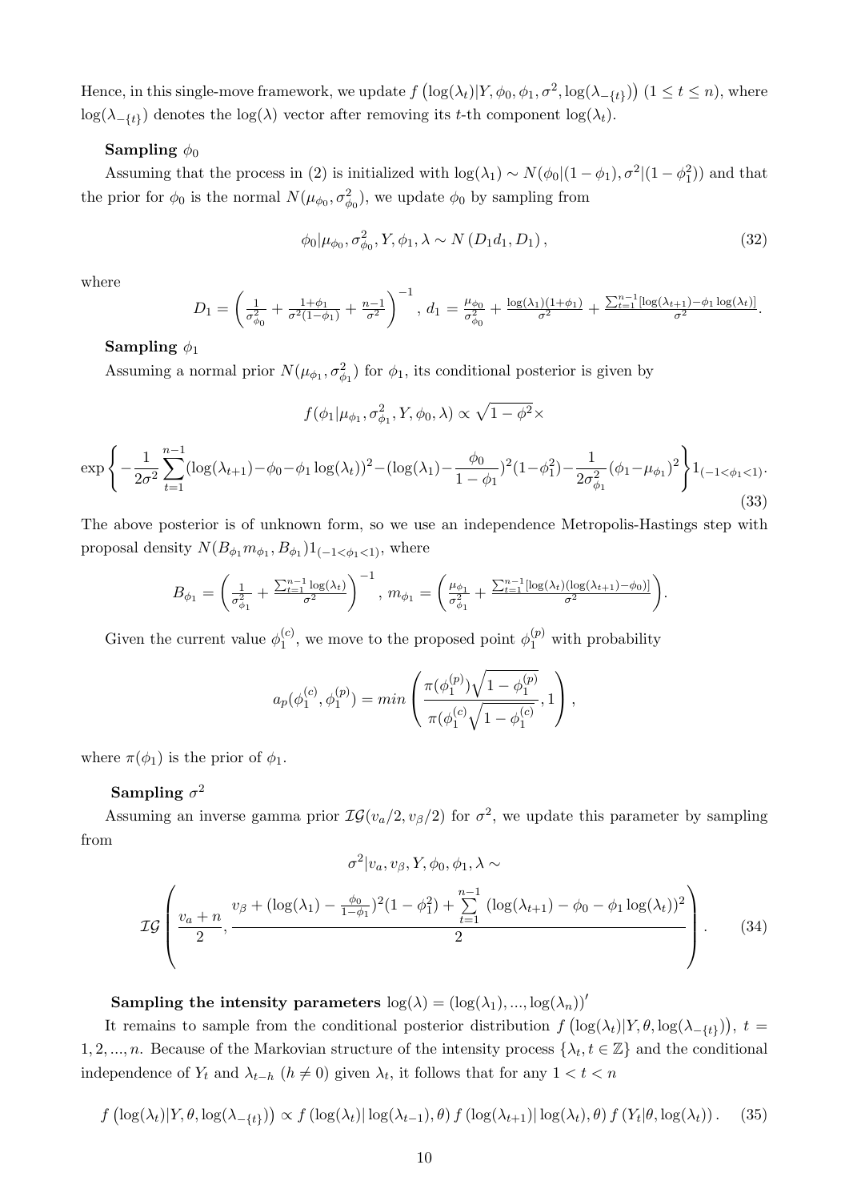Hence, in this single-move framework, we update $f\left(\log(\lambda_t)|Y, \phi_0, \phi_1, \sigma^2, \log(\lambda_{-\{t\}})\right)$ $(1 \leq t \leq n)$, where $\log(\lambda_{-\{t\}})$ denotes the $\log(\lambda)$ vector after removing its $t$-th component $\log(\lambda_t)$.

**Sampling $\phi_0$**

Assuming that the process in (2) is initialized with $\log(\lambda_1) \sim N(\phi_0|(1-\phi_1), \sigma^2|(1-\phi_1^2))$ and that the prior for $\phi_0$ is the normal $N(\mu_{\phi_0}, \sigma^2_{\phi_0})$, we update $\phi_0$ by sampling from

$$\phi_0|\mu_{\phi_0}, \sigma^2_{\phi_0}, Y, \phi_1, \lambda \sim N\left(D_1 d_1, D_1\right), \tag{32}$$

where

$$D_1 = \left(\tfrac{1}{\sigma^2_{\phi_0}} + \tfrac{1+\phi_1}{\sigma^2(1-\phi_1)} + \tfrac{n-1}{\sigma^2}\right)^{-1},\ d_1 = \tfrac{\mu_{\phi_0}}{\sigma^2_{\phi_0}} + \tfrac{\log(\lambda_1)(1+\phi_1)}{\sigma^2} + \tfrac{\sum_{t=1}^{n-1}[\log(\lambda_{t+1}) - \phi_1 \log(\lambda_t)]}{\sigma^2}.$$

**Sampling $\phi_1$**

Assuming a normal prior $N(\mu_{\phi_1}, \sigma^2_{\phi_1})$ for $\phi_1$, its conditional posterior is given by

$$f(\phi_1|\mu_{\phi_1}, \sigma^2_{\phi_1}, Y, \phi_0, \lambda) \propto \sqrt{1-\phi^2} \times$$

$$\exp\left\{-\frac{1}{2\sigma^2}\sum_{t=1}^{n-1}(\log(\lambda_{t+1}) - \phi_0 - \phi_1\log(\lambda_t))^2 - (\log(\lambda_1) - \frac{\phi_0}{1-\phi_1})^2(1-\phi_1^2) - \frac{1}{2\sigma^2_{\phi_1}}(\phi_1 - \mu_{\phi_1})^2\right\} 1_{(-1<\phi_1<1)}. \tag{33}$$

The above posterior is of unknown form, so we use an independence Metropolis-Hastings step with proposal density $N(B_{\phi_1} m_{\phi_1}, B_{\phi_1}) 1_{(-1<\phi_1<1)}$, where

$$B_{\phi_1} = \left(\tfrac{1}{\sigma^2_{\phi_1}} + \tfrac{\sum_{t=1}^{n-1}\log(\lambda_t)}{\sigma^2}\right)^{-1},\ m_{\phi_1} = \left(\tfrac{\mu_{\phi_1}}{\sigma^2_{\phi_1}} + \tfrac{\sum_{t=1}^{n-1}[\log(\lambda_t)(\log(\lambda_{t+1}) - \phi_0)]}{\sigma^2}\right).$$

Given the current value $\phi_1^{(c)}$, we move to the proposed point $\phi_1^{(p)}$ with probability

$$a_p(\phi_1^{(c)}, \phi_1^{(p)}) = min\left(\frac{\pi(\phi_1^{(p)})\sqrt{1-\phi_1^{(p)}}}{\pi(\phi_1^{(c)}\sqrt{1-\phi_1^{(c)}}}, 1\right),$$

where $\pi(\phi_1)$ is the prior of $\phi_1$.

**Sampling $\sigma^2$**

Assuming an inverse gamma prior $\mathcal{IG}(v_a/2, v_\beta/2)$ for $\sigma^2$, we update this parameter by sampling from

$$\sigma^2|v_a, v_\beta, Y, \phi_0, \phi_1, \lambda \sim$$

$$\mathcal{IG}\left(\frac{v_a+n}{2}, \frac{v_\beta + (\log(\lambda_1) - \frac{\phi_0}{1-\phi_1})^2(1-\phi_1^2) + \sum\limits_{t=1}^{n-1}(\log(\lambda_{t+1}) - \phi_0 - \phi_1\log(\lambda_t))^2}{2}\right). \tag{34}$$

**Sampling the intensity parameters $\log(\lambda) = (\log(\lambda_1), ..., \log(\lambda_n))'$**

It remains to sample from the conditional posterior distribution $f\left(\log(\lambda_t)|Y, \theta, \log(\lambda_{-\{t\}})\right)$, $t = 1, 2, ..., n$. Because of the Markovian structure of the intensity process $\{\lambda_t, t \in \mathbb{Z}\}$ and the conditional independence of $Y_t$ and $\lambda_{t-h}$ $(h \neq 0)$ given $\lambda_t$, it follows that for any $1 < t < n$

$$f\left(\log(\lambda_t)|Y, \theta, \log(\lambda_{-\{t\}})\right) \propto f\left(\log(\lambda_t)|\log(\lambda_{t-1}), \theta\right) f\left(\log(\lambda_{t+1})|\log(\lambda_t), \theta\right) f\left(Y_t|\theta, \log(\lambda_t)\right). \tag{35}$$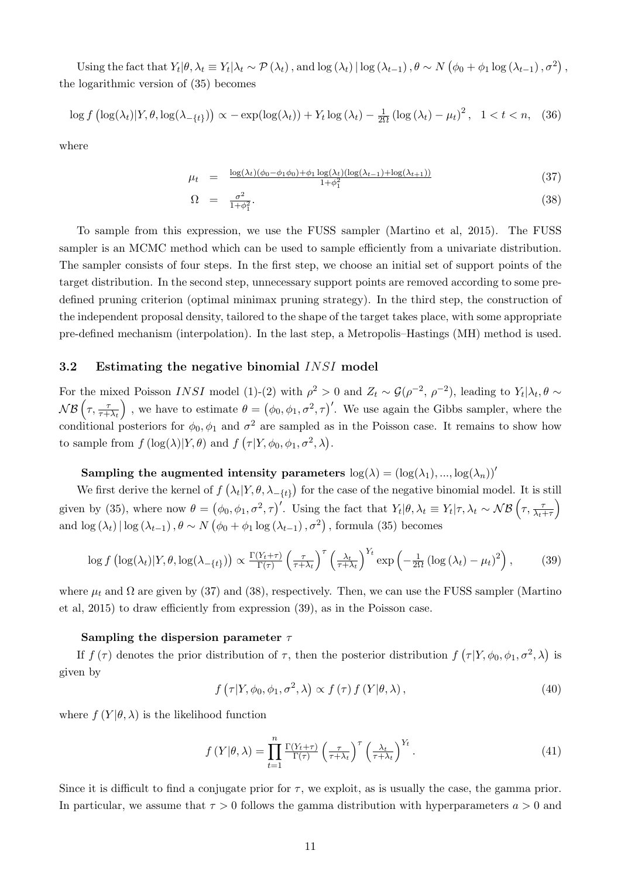Using the fact that $Y_t|\theta, \lambda_t \equiv Y_t|\lambda_t \sim \mathcal{P}(\lambda_t)$, and $\log(\lambda_t) | \log(\lambda_{t-1}), \theta \sim N(\phi_0 + \phi_1 \log(\lambda_{t-1}), \sigma^2)$, the logarithmic version of (35) becomes

$$\log f(\log(\lambda_t)|Y, \theta, \log(\lambda_{-\{t\}})) \propto -\exp(\log(\lambda_t)) + Y_t \log(\lambda_t) - \tfrac{1}{2\Omega}(\log(\lambda_t) - \mu_t)^2, \quad 1 < t < n, \quad (36)$$

where

$$\mu_t = \tfrac{\log(\lambda_t)(\phi_0 - \phi_1\phi_0) + \phi_1 \log(\lambda_t)(\log(\lambda_{t-1}) + \log(\lambda_{t+1}))}{1+\phi_1^2} \quad (37)$$

$$\Omega = \tfrac{\sigma^2}{1+\phi_1^2}. \quad (38)$$

To sample from this expression, we use the FUSS sampler (Martino et al, 2015). The FUSS sampler is an MCMC method which can be used to sample efficiently from a univariate distribution. The sampler consists of four steps. In the first step, we choose an initial set of support points of the target distribution. In the second step, unnecessary support points are removed according to some pre-defined pruning criterion (optimal minimax pruning strategy). In the third step, the construction of the independent proposal density, tailored to the shape of the target takes place, with some appropriate pre-defined mechanism (interpolation). In the last step, a Metropolis–Hastings (MH) method is used.

### 3.2 Estimating the negative binomial $INSI$ model

For the mixed Poisson $INSI$ model (1)-(2) with $\rho^2 > 0$ and $Z_t \sim \mathcal{G}(\rho^{-2}, \rho^{-2})$, leading to $Y_t|\lambda_t, \theta \sim \mathcal{NB}\left(\tau, \frac{\tau}{\tau+\lambda_t}\right)$, we have to estimate $\theta = (\phi_0, \phi_1, \sigma^2, \tau)'$. We use again the Gibbs sampler, where the conditional posteriors for $\phi_0, \phi_1$ and $\sigma^2$ are sampled as in the Poisson case. It remains to show how to sample from $f(\log(\lambda)|Y, \theta)$ and $f(\tau|Y, \phi_0, \phi_1, \sigma^2, \lambda)$.

**Sampling the augmented intensity parameters** $\log(\lambda) = (\log(\lambda_1), ..., \log(\lambda_n))'$

We first derive the kernel of $f(\lambda_t|Y, \theta, \lambda_{-\{t\}})$ for the case of the negative binomial model. It is still given by (35), where now $\theta = (\phi_0, \phi_1, \sigma^2, \tau)'$. Using the fact that $Y_t|\theta, \lambda_t \equiv Y_t|\tau, \lambda_t \sim \mathcal{NB}\left(\tau, \frac{\tau}{\lambda_t+\tau}\right)$ and $\log(\lambda_t) | \log(\lambda_{t-1}), \theta \sim N(\phi_0 + \phi_1 \log(\lambda_{t-1}), \sigma^2)$, formula (35) becomes

$$\log f(\log(\lambda_t)|Y, \theta, \log(\lambda_{-\{t\}})) \propto \tfrac{\Gamma(Y_t+\tau)}{\Gamma(\tau)} \left(\tfrac{\tau}{\tau+\lambda_t}\right)^{\tau} \left(\tfrac{\lambda_t}{\tau+\lambda_t}\right)^{Y_t} \exp\left(-\tfrac{1}{2\Omega}(\log(\lambda_t) - \mu_t)^2\right), \quad (39)$$

where $\mu_t$ and $\Omega$ are given by (37) and (38), respectively. Then, we can use the FUSS sampler (Martino et al, 2015) to draw efficiently from expression (39), as in the Poisson case.

**Sampling the dispersion parameter** $\tau$

If $f(\tau)$ denotes the prior distribution of $\tau$, then the posterior distribution $f(\tau|Y, \phi_0, \phi_1, \sigma^2, \lambda)$ is given by

$$f(\tau|Y, \phi_0, \phi_1, \sigma^2, \lambda) \propto f(\tau) f(Y|\theta, \lambda), \quad (40)$$

where $f(Y|\theta, \lambda)$ is the likelihood function

$$f(Y|\theta, \lambda) = \prod_{t=1}^{n} \tfrac{\Gamma(Y_t+\tau)}{\Gamma(\tau)} \left(\tfrac{\tau}{\tau+\lambda_t}\right)^{\tau} \left(\tfrac{\lambda_t}{\tau+\lambda_t}\right)^{Y_t}. \quad (41)$$

Since it is difficult to find a conjugate prior for $\tau$, we exploit, as is usually the case, the gamma prior. In particular, we assume that $\tau > 0$ follows the gamma distribution with hyperparameters $a > 0$ and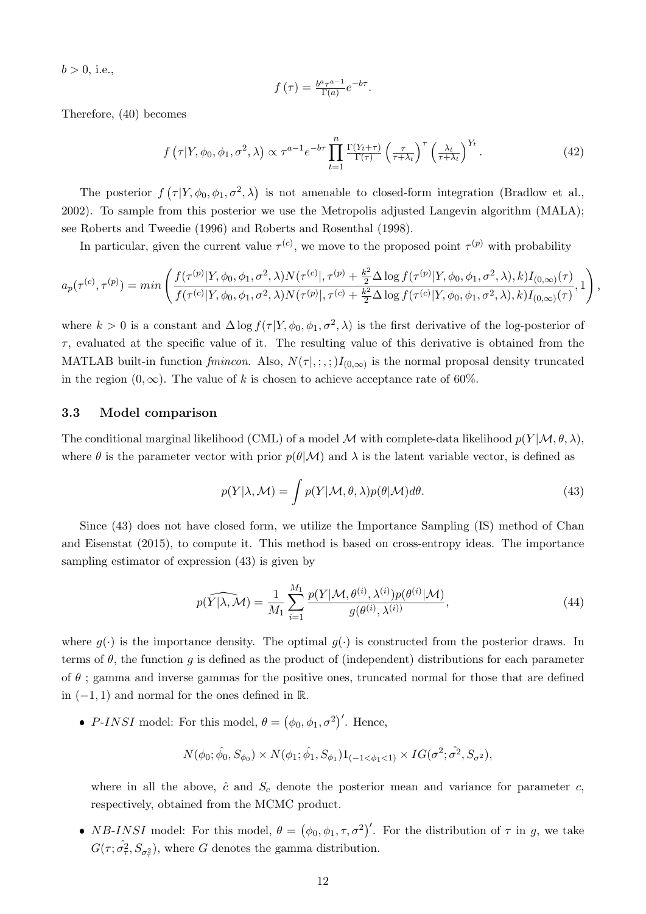$b > 0$, i.e.,

$$f(\tau) = \tfrac{b^a \tau^{a-1}}{\Gamma(a)} e^{-b\tau}.$$

Therefore, (40) becomes

$$f\left(\tau | Y, \phi_0, \phi_1, \sigma^2, \lambda\right) \propto \tau^{a-1} e^{-b\tau} \prod_{t=1}^{n} \tfrac{\Gamma(Y_t+\tau)}{\Gamma(\tau)} \left(\tfrac{\tau}{\tau+\lambda_t}\right)^{\tau} \left(\tfrac{\lambda_t}{\tau+\lambda_t}\right)^{Y_t}. \tag{42}$$

The posterior $f\left(\tau | Y, \phi_0, \phi_1, \sigma^2, \lambda\right)$ is not amenable to closed-form integration (Bradlow et al., 2002). To sample from this posterior we use the Metropolis adjusted Langevin algorithm (MALA); see Roberts and Tweedie (1996) and Roberts and Rosenthal (1998).

In particular, given the current value $\tau^{(c)}$, we move to the proposed point $\tau^{(p)}$ with probability

$$a_p(\tau^{(c)}, \tau^{(p)}) = min\left(\frac{f(\tau^{(p)}|Y, \phi_0, \phi_1, \sigma^2, \lambda) N(\tau^{(c)}|, \tau^{(p)} + \frac{k^2}{2}\Delta \log f(\tau^{(p)}|Y, \phi_0, \phi_1, \sigma^2, \lambda), k) I_{(0,\infty)}(\tau)}{f(\tau^{(c)}|Y, \phi_0, \phi_1, \sigma^2, \lambda) N(\tau^{(p)}|, \tau^{(c)} + \frac{k^2}{2}\Delta \log f(\tau^{(c)}|Y, \phi_0, \phi_1, \sigma^2, \lambda), k) I_{(0,\infty)}(\tau)}, 1\right),$$

where $k > 0$ is a constant and $\Delta \log f(\tau|Y, \phi_0, \phi_1, \sigma^2, \lambda)$ is the first derivative of the log-posterior of $\tau$, evaluated at the specific value of it. The resulting value of this derivative is obtained from the MATLAB built-in function *fmincon*. Also, $N(\tau|,;,;)I_{(0,\infty)}$ is the normal proposal density truncated in the region $(0, \infty)$. The value of $k$ is chosen to achieve acceptance rate of 60%.

### 3.3 Model comparison

The conditional marginal likelihood (CML) of a model $\mathcal{M}$ with complete-data likelihood $p(Y|\mathcal{M}, \theta, \lambda)$, where $\theta$ is the parameter vector with prior $p(\theta|\mathcal{M})$ and $\lambda$ is the latent variable vector, is defined as

$$p(Y|\lambda, \mathcal{M}) = \int p(Y|\mathcal{M}, \theta, \lambda) p(\theta|\mathcal{M}) d\theta. \tag{43}$$

Since (43) does not have closed form, we utilize the Importance Sampling (IS) method of Chan and Eisenstat (2015), to compute it. This method is based on cross-entropy ideas. The importance sampling estimator of expression (43) is given by

$$\widehat{p(Y|\lambda, \mathcal{M})} = \frac{1}{M_1} \sum_{i=1}^{M_1} \frac{p(Y|\mathcal{M}, \theta^{(i)}, \lambda^{(i)}) p(\theta^{(i)}|\mathcal{M})}{g(\theta^{(i)}, \lambda^{(i)})}, \tag{44}$$

where $g(\cdot)$ is the importance density. The optimal $g(\cdot)$ is constructed from the posterior draws. In terms of $\theta$, the function $g$ is defined as the product of (independent) distributions for each parameter of $\theta$ ; gamma and inverse gammas for the positive ones, truncated normal for those that are defined in $(-1, 1)$ and normal for the ones defined in $\mathbb{R}$.

- *P-INSI* model: For this model, $\theta = \left(\phi_0, \phi_1, \sigma^2\right)'$. Hence,

  $$N(\phi_0; \hat{\phi_0}, S_{\phi_0}) \times N(\phi_1; \hat{\phi_1}, S_{\phi_1}) 1_{(-1<\phi_1<1)} \times IG(\sigma^2; \hat{\sigma^2}, S_{\sigma^2}),$$

  where in all the above, $\hat{c}$ and $S_c$ denote the posterior mean and variance for parameter $c$, respectively, obtained from the MCMC product.

- *NB-INSI* model: For this model, $\theta = \left(\phi_0, \phi_1, \tau, \sigma^2\right)'$. For the distribution of $\tau$ in $g$, we take $G(\tau; \hat{\sigma_\tau^2}, S_{\sigma_\tau^2})$, where $G$ denotes the gamma distribution.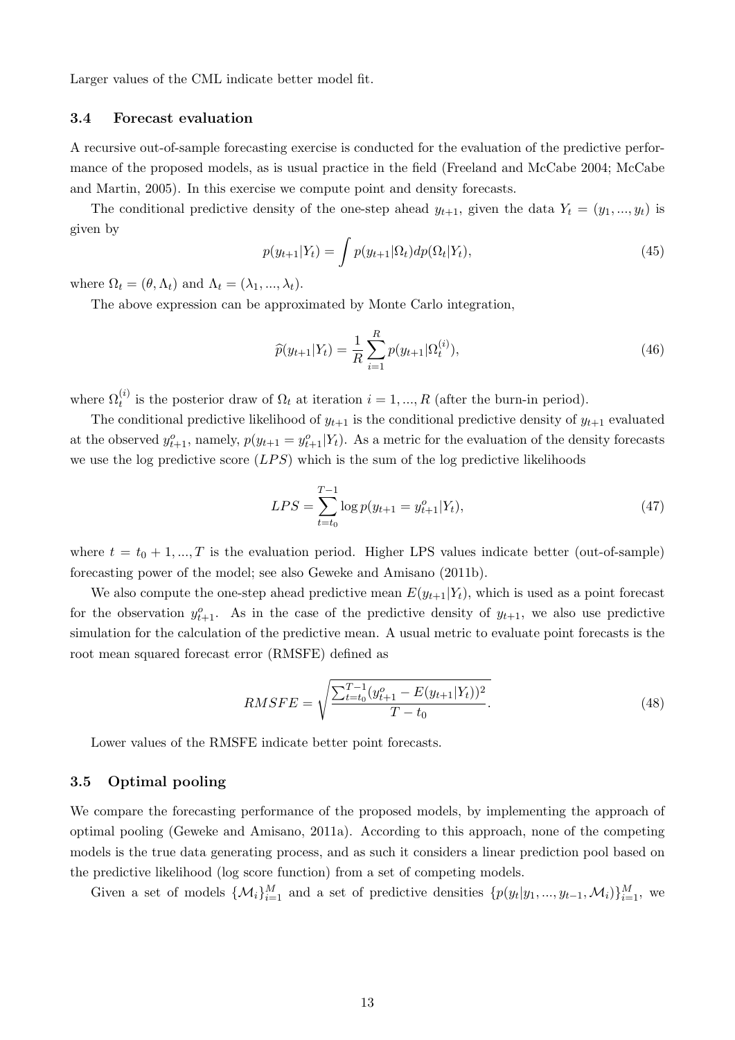Larger values of the CML indicate better model fit.

### 3.4 Forecast evaluation

A recursive out-of-sample forecasting exercise is conducted for the evaluation of the predictive performance of the proposed models, as is usual practice in the field (Freeland and McCabe 2004; McCabe and Martin, 2005). In this exercise we compute point and density forecasts.

The conditional predictive density of the one-step ahead $y_{t+1}$, given the data $Y_t = (y_1, ..., y_t)$ is given by

$$p(y_{t+1}|Y_t) = \int p(y_{t+1}|\Omega_t)dp(\Omega_t|Y_t), \tag{45}$$

where $\Omega_t = (\theta, \Lambda_t)$ and $\Lambda_t = (\lambda_1, ..., \lambda_t)$.

The above expression can be approximated by Monte Carlo integration,

$$\widehat{p}(y_{t+1}|Y_t) = \frac{1}{R}\sum_{i=1}^{R} p(y_{t+1}|\Omega_t^{(i)}), \tag{46}$$

where $\Omega_t^{(i)}$ is the posterior draw of $\Omega_t$ at iteration $i = 1, ..., R$ (after the burn-in period).

The conditional predictive likelihood of $y_{t+1}$ is the conditional predictive density of $y_{t+1}$ evaluated at the observed $y_{t+1}^o$, namely, $p(y_{t+1} = y_{t+1}^o|Y_t)$. As a metric for the evaluation of the density forecasts we use the log predictive score ($LPS$) which is the sum of the log predictive likelihoods

$$LPS = \sum_{t=t_0}^{T-1} \log p(y_{t+1} = y_{t+1}^o|Y_t), \tag{47}$$

where $t = t_0 + 1, ..., T$ is the evaluation period. Higher LPS values indicate better (out-of-sample) forecasting power of the model; see also Geweke and Amisano (2011b).

We also compute the one-step ahead predictive mean $E(y_{t+1}|Y_t)$, which is used as a point forecast for the observation $y_{t+1}^o$. As in the case of the predictive density of $y_{t+1}$, we also use predictive simulation for the calculation of the predictive mean. A usual metric to evaluate point forecasts is the root mean squared forecast error (RMSFE) defined as

$$RMSFE = \sqrt{\frac{\sum_{t=t_0}^{T-1}(y_{t+1}^o - E(y_{t+1}|Y_t))^2}{T - t_0}}. \tag{48}$$

Lower values of the RMSFE indicate better point forecasts.

### 3.5 Optimal pooling

We compare the forecasting performance of the proposed models, by implementing the approach of optimal pooling (Geweke and Amisano, 2011a). According to this approach, none of the competing models is the true data generating process, and as such it considers a linear prediction pool based on the predictive likelihood (log score function) from a set of competing models.

Given a set of models $\{\mathcal{M}_i\}_{i=1}^M$ and a set of predictive densities $\{p(y_t|y_1, ..., y_{t-1}, \mathcal{M}_i)\}_{i=1}^M$, we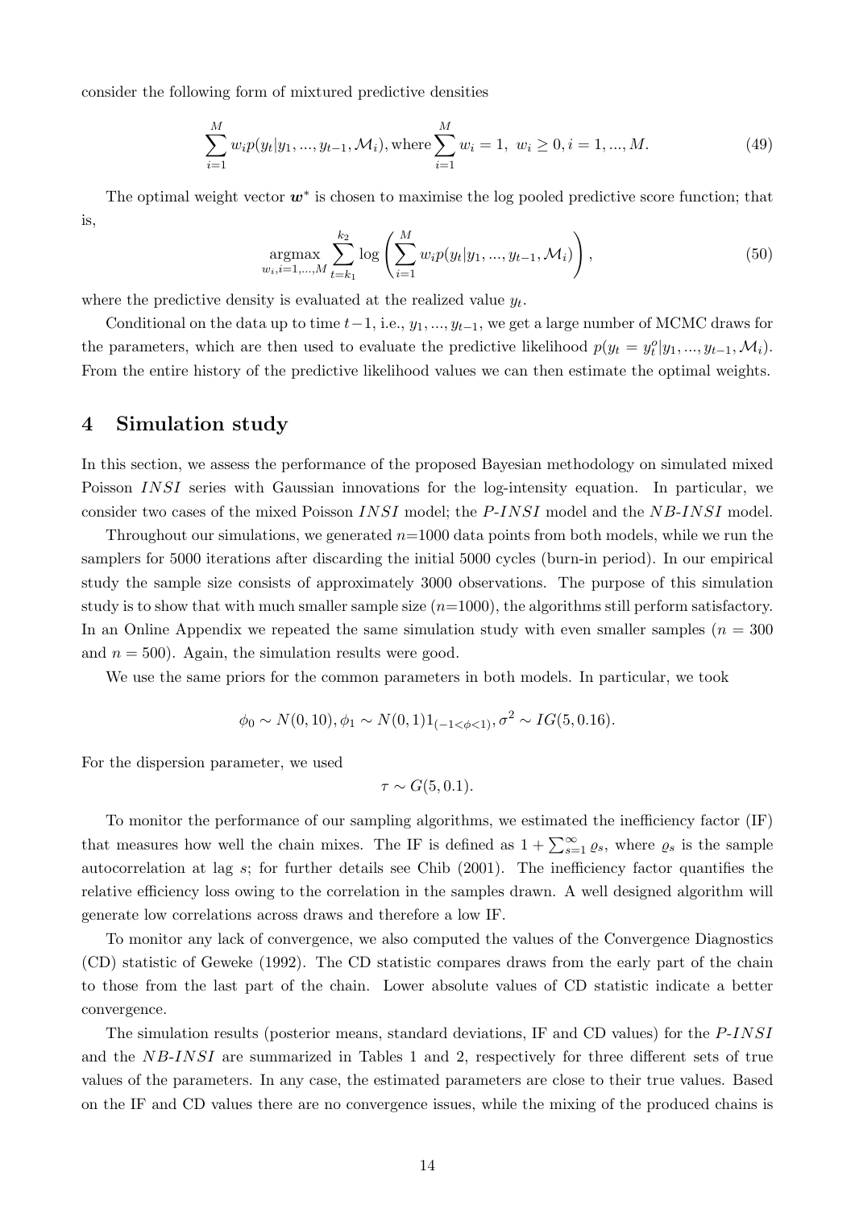consider the following form of mixtured predictive densities

$$\sum_{i=1}^{M} w_i p(y_t|y_1,...,y_{t-1},\mathcal{M}_i), \text{where} \sum_{i=1}^{M} w_i = 1,\ w_i \geq 0, i = 1,...,M. \tag{49}$$

The optimal weight vector $\boldsymbol{w}^*$ is chosen to maximise the log pooled predictive score function; that is,

$$\underset{w_i, i=1,...,M}{\operatorname{argmax}} \sum_{t=k_1}^{k_2} \log\left(\sum_{i=1}^{M} w_i p(y_t|y_1,...,y_{t-1},\mathcal{M}_i)\right), \tag{50}$$

where the predictive density is evaluated at the realized value $y_t$.

Conditional on the data up to time $t-1$, i.e., $y_1,...,y_{t-1}$, we get a large number of MCMC draws for the parameters, which are then used to evaluate the predictive likelihood $p(y_t = y_t^o|y_1,...,y_{t-1},\mathcal{M}_i)$. From the entire history of the predictive likelihood values we can then estimate the optimal weights.

# 4 Simulation study

In this section, we assess the performance of the proposed Bayesian methodology on simulated mixed Poisson $INSI$ series with Gaussian innovations for the log-intensity equation. In particular, we consider two cases of the mixed Poisson $INSI$ model; the $P$-$INSI$ model and the $NB$-$INSI$ model.

Throughout our simulations, we generated $n$=1000 data points from both models, while we run the samplers for 5000 iterations after discarding the initial 5000 cycles (burn-in period). In our empirical study the sample size consists of approximately 3000 observations. The purpose of this simulation study is to show that with much smaller sample size ($n$=1000), the algorithms still perform satisfactory. In an Online Appendix we repeated the same simulation study with even smaller samples ($n = 300$ and $n = 500$). Again, the simulation results were good.

We use the same priors for the common parameters in both models. In particular, we took

$$\phi_0 \sim N(0, 10), \phi_1 \sim N(0, 1)1_{(-1<\phi<1)}, \sigma^2 \sim IG(5, 0.16).$$

For the dispersion parameter, we used

$$\tau \sim G(5, 0.1).$$

To monitor the performance of our sampling algorithms, we estimated the inefficiency factor (IF) that measures how well the chain mixes. The IF is defined as $1 + \sum_{s=1}^{\infty} \varrho_s$, where $\varrho_s$ is the sample autocorrelation at lag $s$; for further details see Chib (2001). The inefficiency factor quantifies the relative efficiency loss owing to the correlation in the samples drawn. A well designed algorithm will generate low correlations across draws and therefore a low IF.

To monitor any lack of convergence, we also computed the values of the Convergence Diagnostics (CD) statistic of Geweke (1992). The CD statistic compares draws from the early part of the chain to those from the last part of the chain. Lower absolute values of CD statistic indicate a better convergence.

The simulation results (posterior means, standard deviations, IF and CD values) for the $P$-$INSI$ and the $NB$-$INSI$ are summarized in Tables 1 and 2, respectively for three different sets of true values of the parameters. In any case, the estimated parameters are close to their true values. Based on the IF and CD values there are no convergence issues, while the mixing of the produced chains is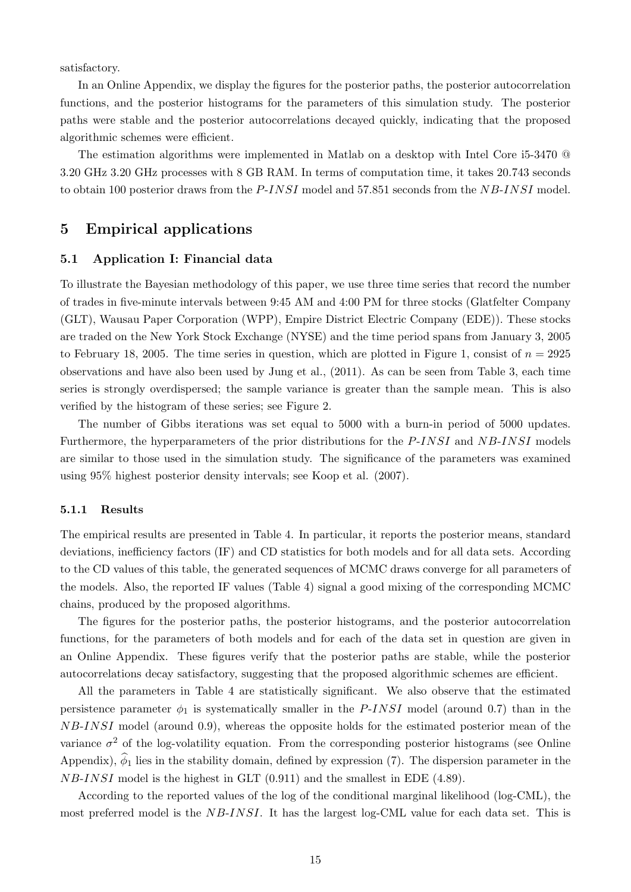satisfactory.

In an Online Appendix, we display the figures for the posterior paths, the posterior autocorrelation functions, and the posterior histograms for the parameters of this simulation study. The posterior paths were stable and the posterior autocorrelations decayed quickly, indicating that the proposed algorithmic schemes were efficient.

The estimation algorithms were implemented in Matlab on a desktop with Intel Core i5-3470 @ 3.20 GHz 3.20 GHz processes with 8 GB RAM. In terms of computation time, it takes 20.743 seconds to obtain 100 posterior draws from the *P-INSI* model and 57.851 seconds from the *NB-INSI* model.

# 5 Empirical applications

## 5.1 Application I: Financial data

To illustrate the Bayesian methodology of this paper, we use three time series that record the number of trades in five-minute intervals between 9:45 AM and 4:00 PM for three stocks (Glatfelter Company (GLT), Wausau Paper Corporation (WPP), Empire District Electric Company (EDE)). These stocks are traded on the New York Stock Exchange (NYSE) and the time period spans from January 3, 2005 to February 18, 2005. The time series in question, which are plotted in Figure 1, consist of $n = 2925$ observations and have also been used by Jung et al., (2011). As can be seen from Table 3, each time series is strongly overdispersed; the sample variance is greater than the sample mean. This is also verified by the histogram of these series; see Figure 2.

The number of Gibbs iterations was set equal to 5000 with a burn-in period of 5000 updates. Furthermore, the hyperparameters of the prior distributions for the *P-INSI* and *NB-INSI* models are similar to those used in the simulation study. The significance of the parameters was examined using 95% highest posterior density intervals; see Koop et al. (2007).

### 5.1.1 Results

The empirical results are presented in Table 4. In particular, it reports the posterior means, standard deviations, inefficiency factors (IF) and CD statistics for both models and for all data sets. According to the CD values of this table, the generated sequences of MCMC draws converge for all parameters of the models. Also, the reported IF values (Table 4) signal a good mixing of the corresponding MCMC chains, produced by the proposed algorithms.

The figures for the posterior paths, the posterior histograms, and the posterior autocorrelation functions, for the parameters of both models and for each of the data set in question are given in an Online Appendix. These figures verify that the posterior paths are stable, while the posterior autocorrelations decay satisfactory, suggesting that the proposed algorithmic schemes are efficient.

All the parameters in Table 4 are statistically significant. We also observe that the estimated persistence parameter $\phi_1$ is systematically smaller in the *P-INSI* model (around 0.7) than in the *NB-INSI* model (around 0.9), whereas the opposite holds for the estimated posterior mean of the variance $\sigma^2$ of the log-volatility equation. From the corresponding posterior histograms (see Online Appendix), $\widehat{\phi}_1$ lies in the stability domain, defined by expression (7). The dispersion parameter in the *NB-INSI* model is the highest in GLT (0.911) and the smallest in EDE (4.89).

According to the reported values of the log of the conditional marginal likelihood (log-CML), the most preferred model is the *NB-INSI*. It has the largest log-CML value for each data set. This is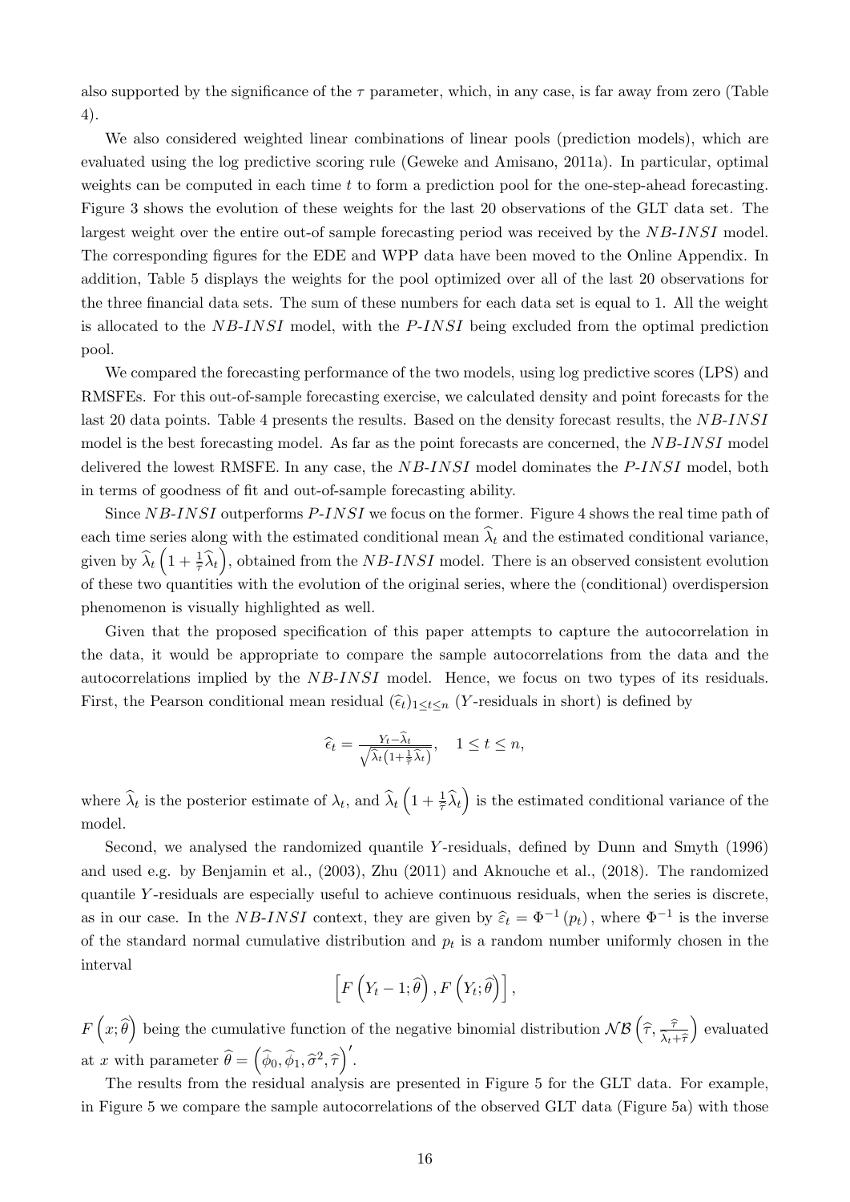also supported by the significance of the $\tau$ parameter, which, in any case, is far away from zero (Table 4).

We also considered weighted linear combinations of linear pools (prediction models), which are evaluated using the log predictive scoring rule (Geweke and Amisano, 2011a). In particular, optimal weights can be computed in each time $t$ to form a prediction pool for the one-step-ahead forecasting. Figure 3 shows the evolution of these weights for the last 20 observations of the GLT data set. The largest weight over the entire out-of sample forecasting period was received by the *NB-INSI* model. The corresponding figures for the EDE and WPP data have been moved to the Online Appendix. In addition, Table 5 displays the weights for the pool optimized over all of the last 20 observations for the three financial data sets. The sum of these numbers for each data set is equal to 1. All the weight is allocated to the *NB-INSI* model, with the *P-INSI* being excluded from the optimal prediction pool.

We compared the forecasting performance of the two models, using log predictive scores (LPS) and RMSFEs. For this out-of-sample forecasting exercise, we calculated density and point forecasts for the last 20 data points. Table 4 presents the results. Based on the density forecast results, the *NB-INSI* model is the best forecasting model. As far as the point forecasts are concerned, the *NB-INSI* model delivered the lowest RMSFE. In any case, the *NB-INSI* model dominates the *P-INSI* model, both in terms of goodness of fit and out-of-sample forecasting ability.

Since *NB-INSI* outperforms *P-INSI* we focus on the former. Figure 4 shows the real time path of each time series along with the estimated conditional mean $\widehat{\lambda}_t$ and the estimated conditional variance, given by $\widehat{\lambda}_t\left(1+\frac{1}{\widehat{\tau}}\widehat{\lambda}_t\right)$, obtained from the *NB-INSI* model. There is an observed consistent evolution of these two quantities with the evolution of the original series, where the (conditional) overdispersion phenomenon is visually highlighted as well.

Given that the proposed specification of this paper attempts to capture the autocorrelation in the data, it would be appropriate to compare the sample autocorrelations from the data and the autocorrelations implied by the *NB-INSI* model. Hence, we focus on two types of its residuals. First, the Pearson conditional mean residual $(\widehat{\epsilon}_t)_{1\leq t\leq n}$ ($Y$-residuals in short) is defined by

$$\widehat{\epsilon}_t = \frac{Y_t-\widehat{\lambda}_t}{\sqrt{\widehat{\lambda}_t\left(1+\frac{1}{\widehat{\tau}}\widehat{\lambda}_t\right)}}, \quad 1\leq t\leq n,$$

where $\widehat{\lambda}_t$ is the posterior estimate of $\lambda_t$, and $\widehat{\lambda}_t\left(1+\frac{1}{\widehat{\tau}}\widehat{\lambda}_t\right)$ is the estimated conditional variance of the model.

Second, we analysed the randomized quantile $Y$-residuals, defined by Dunn and Smyth (1996) and used e.g. by Benjamin et al., (2003), Zhu (2011) and Aknouche et al., (2018). The randomized quantile $Y$-residuals are especially useful to achieve continuous residuals, when the series is discrete, as in our case. In the *NB-INSI* context, they are given by $\widehat{\varepsilon}_t = \Phi^{-1}(p_t)$, where $\Phi^{-1}$ is the inverse of the standard normal cumulative distribution and $p_t$ is a random number uniformly chosen in the interval

$$\left[F\left(Y_t-1;\widehat{\theta}\right), F\left(Y_t;\widehat{\theta}\right)\right],$$

$F\left(x;\widehat{\theta}\right)$ being the cumulative function of the negative binomial distribution $\mathcal{NB}\left(\widehat{\tau}, \frac{\widehat{\tau}}{\widehat{\lambda}_t+\widehat{\tau}}\right)$ evaluated at $x$ with parameter $\widehat{\theta} = \left(\widehat{\phi}_0, \widehat{\phi}_1, \widehat{\sigma}^2, \widehat{\tau}\right)'$.

The results from the residual analysis are presented in Figure 5 for the GLT data. For example, in Figure 5 we compare the sample autocorrelations of the observed GLT data (Figure 5a) with those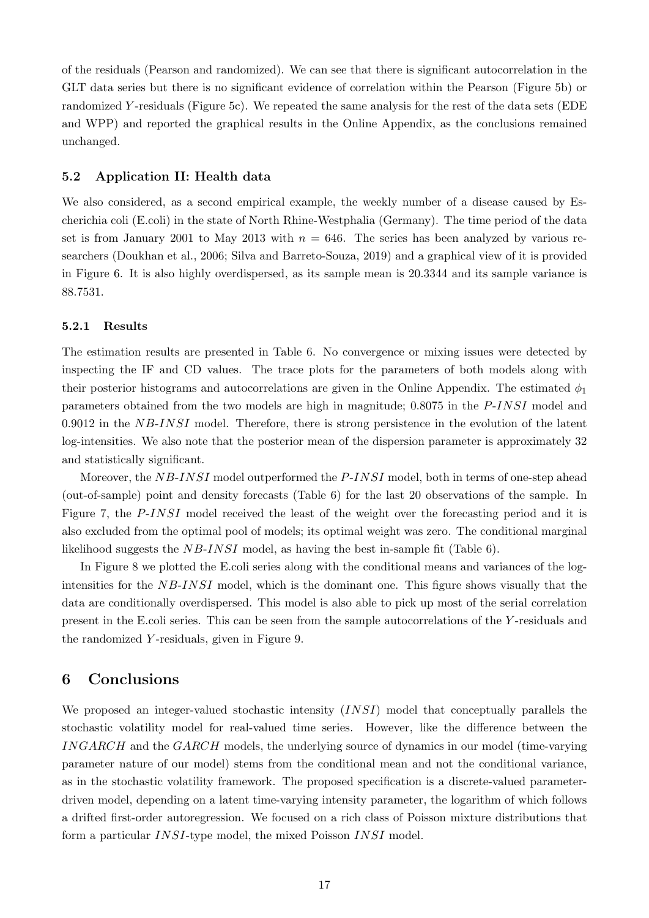of the residuals (Pearson and randomized). We can see that there is significant autocorrelation in the GLT data series but there is no significant evidence of correlation within the Pearson (Figure 5b) or randomized $Y$-residuals (Figure 5c). We repeated the same analysis for the rest of the data sets (EDE and WPP) and reported the graphical results in the Online Appendix, as the conclusions remained unchanged.

### 5.2 Application II: Health data

We also considered, as a second empirical example, the weekly number of a disease caused by Escherichia coli (E.coli) in the state of North Rhine-Westphalia (Germany). The time period of the data set is from January 2001 to May 2013 with $n = 646$. The series has been analyzed by various researchers (Doukhan et al., 2006; Silva and Barreto-Souza, 2019) and a graphical view of it is provided in Figure 6. It is also highly overdispersed, as its sample mean is 20.3344 and its sample variance is 88.7531.

#### 5.2.1 Results

The estimation results are presented in Table 6. No convergence or mixing issues were detected by inspecting the IF and CD values. The trace plots for the parameters of both models along with their posterior histograms and autocorrelations are given in the Online Appendix. The estimated $\phi_1$ parameters obtained from the two models are high in magnitude; 0.8075 in the $P$-$INSI$ model and 0.9012 in the $NB$-$INSI$ model. Therefore, there is strong persistence in the evolution of the latent log-intensities. We also note that the posterior mean of the dispersion parameter is approximately 32 and statistically significant.

Moreover, the $NB$-$INSI$ model outperformed the $P$-$INSI$ model, both in terms of one-step ahead (out-of-sample) point and density forecasts (Table 6) for the last 20 observations of the sample. In Figure 7, the $P$-$INSI$ model received the least of the weight over the forecasting period and it is also excluded from the optimal pool of models; its optimal weight was zero. The conditional marginal likelihood suggests the $NB$-$INSI$ model, as having the best in-sample fit (Table 6).

In Figure 8 we plotted the E.coli series along with the conditional means and variances of the log-intensities for the $NB$-$INSI$ model, which is the dominant one. This figure shows visually that the data are conditionally overdispersed. This model is also able to pick up most of the serial correlation present in the E.coli series. This can be seen from the sample autocorrelations of the $Y$-residuals and the randomized $Y$-residuals, given in Figure 9.

## 6 Conclusions

We proposed an integer-valued stochastic intensity ($INSI$) model that conceptually parallels the stochastic volatility model for real-valued time series. However, like the difference between the $INGARCH$ and the $GARCH$ models, the underlying source of dynamics in our model (time-varying parameter nature of our model) stems from the conditional mean and not the conditional variance, as in the stochastic volatility framework. The proposed specification is a discrete-valued parameter-driven model, depending on a latent time-varying intensity parameter, the logarithm of which follows a drifted first-order autoregression. We focused on a rich class of Poisson mixture distributions that form a particular $INSI$-type model, the mixed Poisson $INSI$ model.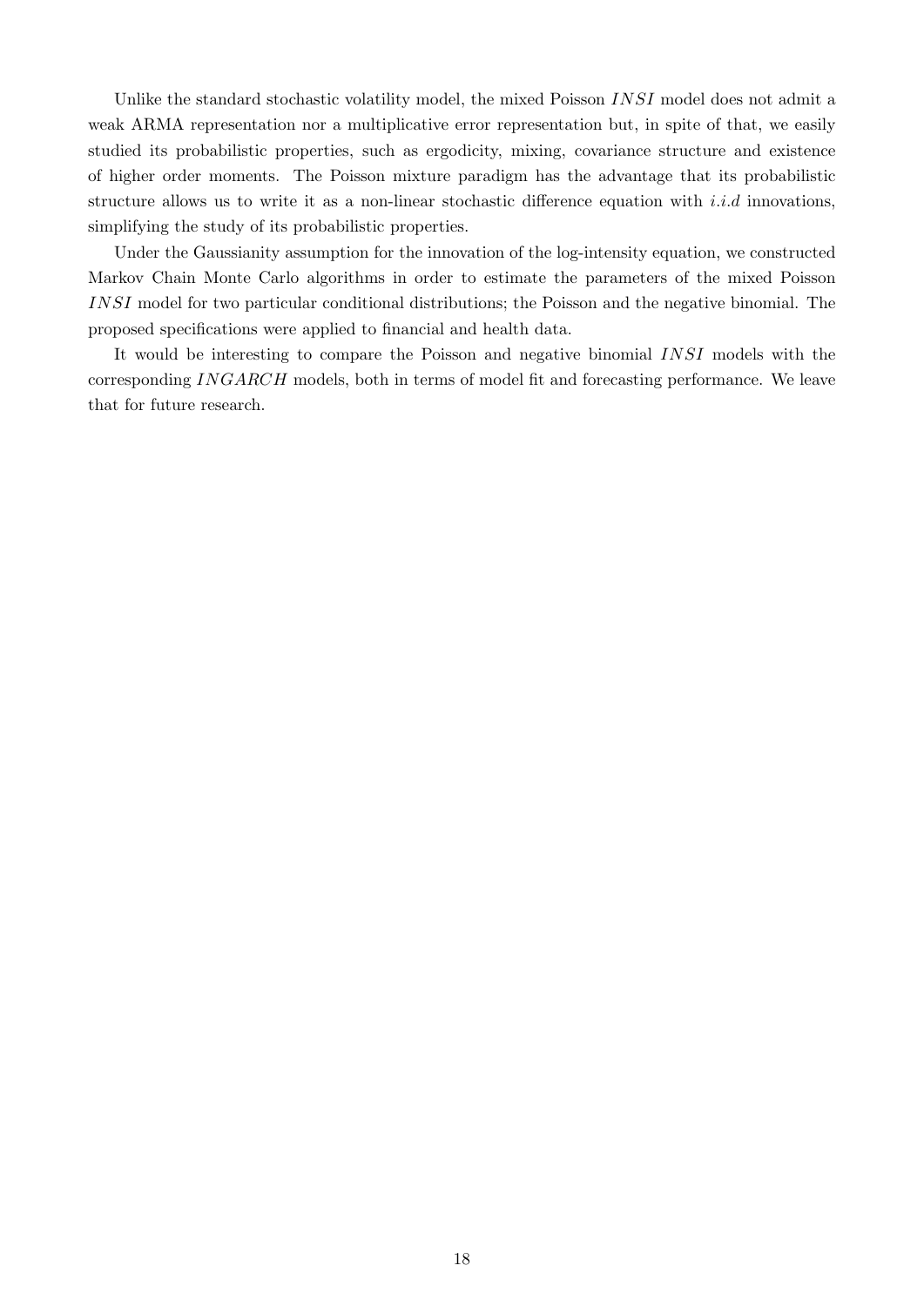Unlike the standard stochastic volatility model, the mixed Poisson $INSI$ model does not admit a weak ARMA representation nor a multiplicative error representation but, in spite of that, we easily studied its probabilistic properties, such as ergodicity, mixing, covariance structure and existence of higher order moments. The Poisson mixture paradigm has the advantage that its probabilistic structure allows us to write it as a non-linear stochastic difference equation with $i.i.d$ innovations, simplifying the study of its probabilistic properties.

Under the Gaussianity assumption for the innovation of the log-intensity equation, we constructed Markov Chain Monte Carlo algorithms in order to estimate the parameters of the mixed Poisson $INSI$ model for two particular conditional distributions; the Poisson and the negative binomial. The proposed specifications were applied to financial and health data.

It would be interesting to compare the Poisson and negative binomial $INSI$ models with the corresponding $INGARCH$ models, both in terms of model fit and forecasting performance. We leave that for future research.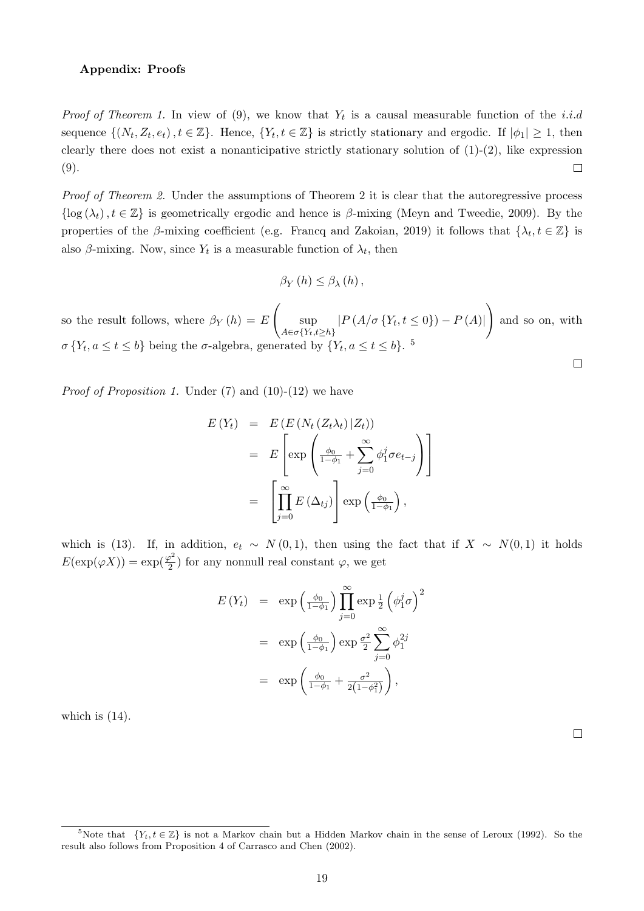### Appendix: Proofs

*Proof of Theorem 1.* In view of (9), we know that $Y_t$ is a causal measurable function of the *i.i.d* sequence $\{(N_t, Z_t, e_t), t \in \mathbb{Z}\}$. Hence, $\{Y_t, t \in \mathbb{Z}\}$ is strictly stationary and ergodic. If $|\phi_1| \geq 1$, then clearly there does not exist a nonanticipative strictly stationary solution of (1)-(2), like expression (9). $\square$

*Proof of Theorem 2.* Under the assumptions of Theorem 2 it is clear that the autoregressive process $\{\log(\lambda_t), t \in \mathbb{Z}\}$ is geometrically ergodic and hence is $\beta$-mixing (Meyn and Tweedie, 2009). By the properties of the $\beta$-mixing coefficient (e.g. Francq and Zakoian, 2019) it follows that $\{\lambda_t, t \in \mathbb{Z}\}$ is also $\beta$-mixing. Now, since $Y_t$ is a measurable function of $\lambda_t$, then

$$\beta_Y(h) \leq \beta_\lambda(h),$$

so the result follows, where $\beta_Y(h) = E\left(\sup_{A \in \sigma\{Y_t, t \geq h\}} |P(A/\sigma\{Y_t, t \leq 0\}) - P(A)|\right)$ and so on, with $\sigma\{Y_t, a \leq t \leq b\}$ being the $\sigma$-algebra, generated by $\{Y_t, a \leq t \leq b\}$. [5] $\square$

*Proof of Proposition 1.* Under (7) and (10)-(12) we have

$$\begin{aligned}
E(Y_t) &= E(E(N_t(Z_t\lambda_t)|Z_t)) \\
&= E\left[\exp\left(\tfrac{\phi_0}{1-\phi_1} + \sum_{j=0}^{\infty} \phi_1^j \sigma e_{t-j}\right)\right] \\
&= \left[\prod_{j=0}^{\infty} E(\Delta_{tj})\right] \exp\left(\tfrac{\phi_0}{1-\phi_1}\right),
\end{aligned}$$

which is (13). If, in addition, $e_t \sim N(0,1)$, then using the fact that if $X \sim N(0,1)$ it holds $E(\exp(\varphi X)) = \exp(\frac{\varphi^2}{2})$ for any nonnull real constant $\varphi$, we get

$$\begin{aligned}
E(Y_t) &= \exp\left(\tfrac{\phi_0}{1-\phi_1}\right) \prod_{j=0}^{\infty} \exp\tfrac{1}{2}\left(\phi_1^j \sigma\right)^2 \\
&= \exp\left(\tfrac{\phi_0}{1-\phi_1}\right) \exp\tfrac{\sigma^2}{2} \sum_{j=0}^{\infty} \phi_1^{2j} \\
&= \exp\left(\tfrac{\phi_0}{1-\phi_1} + \tfrac{\sigma^2}{2(1-\phi_1^2)}\right),
\end{aligned}$$

which is (14). $\square$

[5] Note that $\{Y_t, t \in \mathbb{Z}\}$ is not a Markov chain but a Hidden Markov chain in the sense of Leroux (1992). So the result also follows from Proposition 4 of Carrasco and Chen (2002).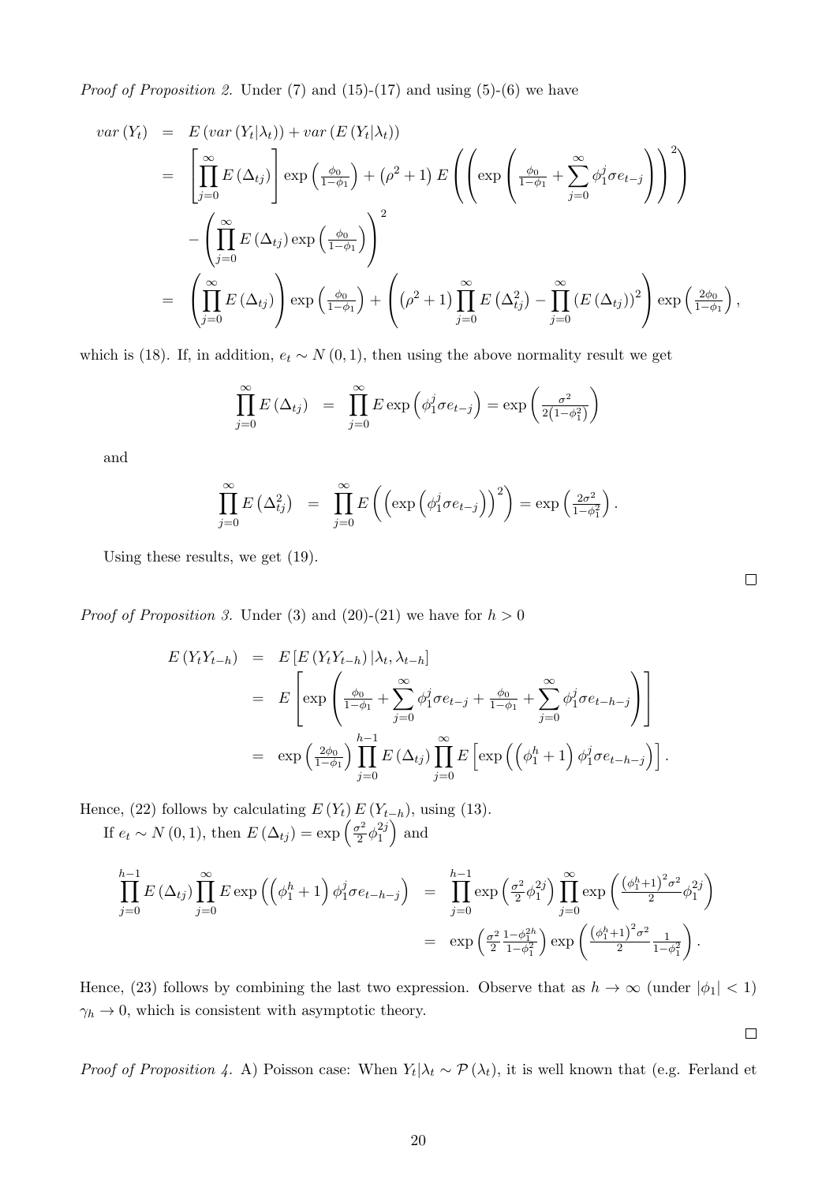*Proof of Proposition 2.* Under (7) and (15)-(17) and using (5)-(6) we have

$$
\begin{aligned}
var\left(Y_t\right) &= E\left(var\left(Y_t|\lambda_t\right)\right) + var\left(E\left(Y_t|\lambda_t\right)\right) \\
&= \left[\prod_{j=0}^{\infty} E\left(\Delta_{tj}\right)\right] \exp\left(\tfrac{\phi_0}{1-\phi_1}\right) + \left(\rho^2+1\right) E\left(\left(\exp\left(\tfrac{\phi_0}{1-\phi_1} + \sum_{j=0}^{\infty} \phi_1^j \sigma e_{t-j}\right)\right)^2\right) \\
&\quad - \left(\prod_{j=0}^{\infty} E\left(\Delta_{tj}\right) \exp\left(\tfrac{\phi_0}{1-\phi_1}\right)\right)^2 \\
&= \left(\prod_{j=0}^{\infty} E\left(\Delta_{tj}\right)\right) \exp\left(\tfrac{\phi_0}{1-\phi_1}\right) + \left(\left(\rho^2+1\right) \prod_{j=0}^{\infty} E\left(\Delta_{tj}^2\right) - \prod_{j=0}^{\infty} \left(E\left(\Delta_{tj}\right)\right)^2\right) \exp\left(\tfrac{2\phi_0}{1-\phi_1}\right),
\end{aligned}
$$

which is (18). If, in addition, $e_t \sim N(0,1)$, then using the above normality result we get

$$
\prod_{j=0}^{\infty} E\left(\Delta_{tj}\right) = \prod_{j=0}^{\infty} E \exp\left(\phi_1^j \sigma e_{t-j}\right) = \exp\left(\tfrac{\sigma^2}{2\left(1-\phi_1^2\right)}\right)
$$

and

$$
\prod_{j=0}^{\infty} E\left(\Delta_{tj}^2\right) = \prod_{j=0}^{\infty} E\left(\left(\exp\left(\phi_1^j \sigma e_{t-j}\right)\right)^2\right) = \exp\left(\tfrac{2\sigma^2}{1-\phi_1^2}\right).
$$

Using these results, we get (19).

□

*Proof of Proposition 3.* Under (3) and (20)-(21) we have for $h > 0$

$$
\begin{aligned}
E\left(Y_t Y_{t-h}\right) &= E\left[E\left(Y_t Y_{t-h}\right)|\lambda_t, \lambda_{t-h}\right] \\
&= E\left[\exp\left(\tfrac{\phi_0}{1-\phi_1} + \sum_{j=0}^{\infty} \phi_1^j \sigma e_{t-j} + \tfrac{\phi_0}{1-\phi_1} + \sum_{j=0}^{\infty} \phi_1^j \sigma e_{t-h-j}\right)\right] \\
&= \exp\left(\tfrac{2\phi_0}{1-\phi_1}\right) \prod_{j=0}^{h-1} E\left(\Delta_{tj}\right) \prod_{j=0}^{\infty} E\left[\exp\left(\left(\phi_1^h + 1\right) \phi_1^j \sigma e_{t-h-j}\right)\right].
\end{aligned}
$$

Hence, (22) follows by calculating $E\left(Y_t\right) E\left(Y_{t-h}\right)$, using (13).

If $e_t \sim N(0,1)$, then $E\left(\Delta_{tj}\right) = \exp\left(\frac{\sigma^2}{2}\phi_1^{2j}\right)$ and

$$
\begin{aligned}
\prod_{j=0}^{h-1} E\left(\Delta_{tj}\right) \prod_{j=0}^{\infty} E \exp\left(\left(\phi_1^h + 1\right) \phi_1^j \sigma e_{t-h-j}\right) &= \prod_{j=0}^{h-1} \exp\left(\tfrac{\sigma^2}{2}\phi_1^{2j}\right) \prod_{j=0}^{\infty} \exp\left(\tfrac{\left(\phi_1^h+1\right)^2 \sigma^2}{2} \phi_1^{2j}\right) \\
&= \exp\left(\tfrac{\sigma^2}{2} \tfrac{1-\phi_1^{2h}}{1-\phi_1^2}\right) \exp\left(\tfrac{\left(\phi_1^h+1\right)^2 \sigma^2}{2} \tfrac{1}{1-\phi_1^2}\right).
\end{aligned}
$$

Hence, (23) follows by combining the last two expression. Observe that as $h \to \infty$ (under $|\phi_1| < 1$) $\gamma_h \to 0$, which is consistent with asymptotic theory.

□

*Proof of Proposition 4.* A) Poisson case: When $Y_t|\lambda_t \sim \mathcal{P}\left(\lambda_t\right)$, it is well known that (e.g. Ferland et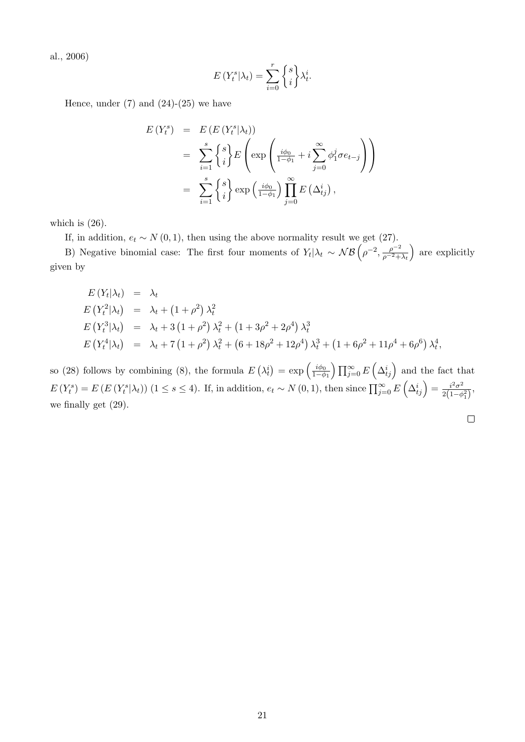al., 2006)

$$E\left(Y_t^s|\lambda_t\right)=\sum_{i=0}^{r}\left\{ {s \atop i} \right\}\lambda_t^i.$$

Hence, under (7) and (24)-(25) we have

$$\begin{aligned}
E\left(Y_t^s\right) &= E\left(E\left(Y_t^s|\lambda_t\right)\right) \\
&= \sum_{i=1}^{s}\left\{ {s \atop i} \right\}E\left(\exp\left(\tfrac{i\phi_0}{1-\phi_1}+i\sum_{j=0}^{\infty}\phi_1^j\sigma e_{t-j}\right)\right) \\
&= \sum_{i=1}^{s}\left\{ {s \atop i} \right\}\exp\left(\tfrac{i\phi_0}{1-\phi_1}\right)\prod_{j=0}^{\infty}E\left(\Delta_{tj}^i\right),
\end{aligned}$$

which is (26).

If, in addition, $e_t \sim N(0,1)$, then using the above normality result we get (27).

B) Negative binomial case: The first four moments of $Y_t|\lambda_t \sim \mathcal{NB}\left(\rho^{-2}, \frac{\rho^{-2}}{\rho^{-2}+\lambda_t}\right)$ are explicitly given by

$$\begin{aligned}
E\left(Y_t|\lambda_t\right) &= \lambda_t \\
E\left(Y_t^2|\lambda_t\right) &= \lambda_t+\left(1+\rho^2\right)\lambda_t^2 \\
E\left(Y_t^3|\lambda_t\right) &= \lambda_t+3\left(1+\rho^2\right)\lambda_t^2+\left(1+3\rho^2+2\rho^4\right)\lambda_t^3 \\
E\left(Y_t^4|\lambda_t\right) &= \lambda_t+7\left(1+\rho^2\right)\lambda_t^2+\left(6+18\rho^2+12\rho^4\right)\lambda_t^3+\left(1+6\rho^2+11\rho^4+6\rho^6\right)\lambda_t^4,
\end{aligned}$$

so (28) follows by combining (8), the formula $E\left(\lambda_t^i\right)=\exp\left(\frac{i\phi_0}{1-\phi_1}\right)\prod_{j=0}^{\infty}E\left(\Delta_{tj}^i\right)$ and the fact that $E\left(Y_t^s\right)=E\left(E\left(Y_t^s|\lambda_t\right)\right)$ $(1\leq s\leq 4)$. If, in addition, $e_t \sim N(0,1)$, then since $\prod_{j=0}^{\infty}E\left(\Delta_{tj}^i\right)=\frac{i^2\sigma^2}{2\left(1-\phi_1^2\right)}$, we finally get (29).

□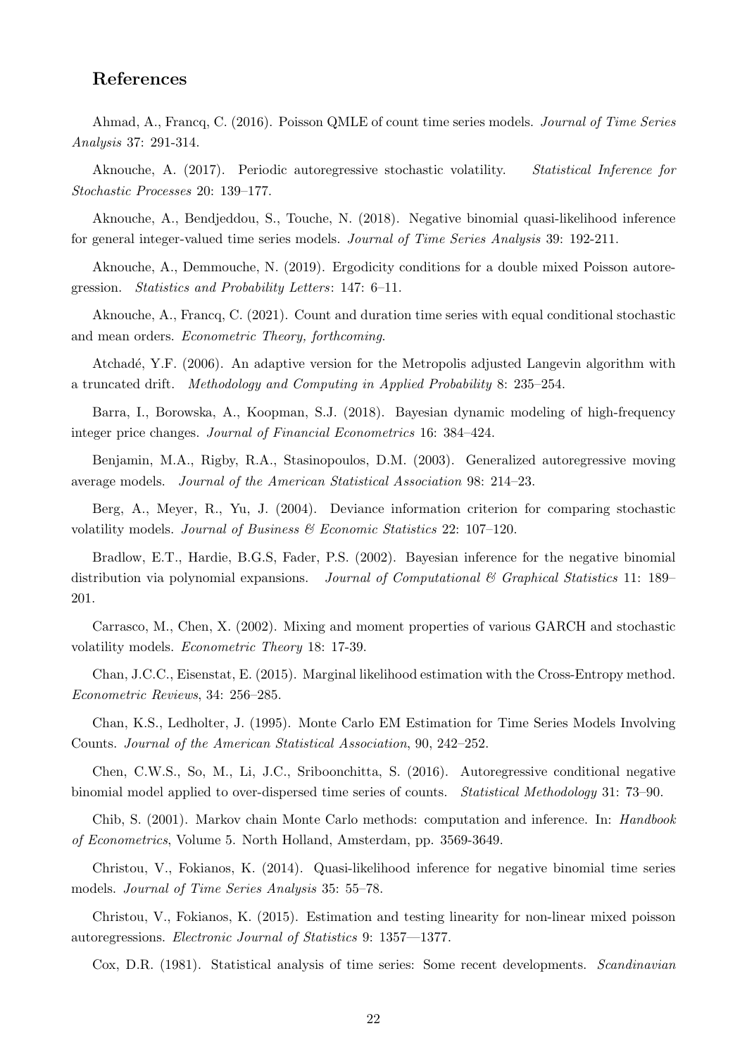## References

Ahmad, A., Francq, C. (2016). Poisson QMLE of count time series models. *Journal of Time Series Analysis* 37: 291-314.

Aknouche, A. (2017). Periodic autoregressive stochastic volatility. *Statistical Inference for Stochastic Processes* 20: 139–177.

Aknouche, A., Bendjeddou, S., Touche, N. (2018). Negative binomial quasi-likelihood inference for general integer-valued time series models. *Journal of Time Series Analysis* 39: 192-211.

Aknouche, A., Demmouche, N. (2019). Ergodicity conditions for a double mixed Poisson autoregression. *Statistics and Probability Letters*: 147: 6–11.

Aknouche, A., Francq, C. (2021). Count and duration time series with equal conditional stochastic and mean orders. *Econometric Theory, forthcoming*.

Atchadé, Y.F. (2006). An adaptive version for the Metropolis adjusted Langevin algorithm with a truncated drift. *Methodology and Computing in Applied Probability* 8: 235–254.

Barra, I., Borowska, A., Koopman, S.J. (2018). Bayesian dynamic modeling of high-frequency integer price changes. *Journal of Financial Econometrics* 16: 384–424.

Benjamin, M.A., Rigby, R.A., Stasinopoulos, D.M. (2003). Generalized autoregressive moving average models. *Journal of the American Statistical Association* 98: 214–23.

Berg, A., Meyer, R., Yu, J. (2004). Deviance information criterion for comparing stochastic volatility models. *Journal of Business & Economic Statistics* 22: 107–120.

Bradlow, E.T., Hardie, B.G.S, Fader, P.S. (2002). Bayesian inference for the negative binomial distribution via polynomial expansions. *Journal of Computational & Graphical Statistics* 11: 189–201.

Carrasco, M., Chen, X. (2002). Mixing and moment properties of various GARCH and stochastic volatility models. *Econometric Theory* 18: 17-39.

Chan, J.C.C., Eisenstat, E. (2015). Marginal likelihood estimation with the Cross-Entropy method. *Econometric Reviews*, 34: 256–285.

Chan, K.S., Ledholter, J. (1995). Monte Carlo EM Estimation for Time Series Models Involving Counts. *Journal of the American Statistical Association*, 90, 242–252.

Chen, C.W.S., So, M., Li, J.C., Sriboonchitta, S. (2016). Autoregressive conditional negative binomial model applied to over-dispersed time series of counts. *Statistical Methodology* 31: 73–90.

Chib, S. (2001). Markov chain Monte Carlo methods: computation and inference. In: *Handbook of Econometrics*, Volume 5. North Holland, Amsterdam, pp. 3569-3649.

Christou, V., Fokianos, K. (2014). Quasi-likelihood inference for negative binomial time series models. *Journal of Time Series Analysis* 35: 55–78.

Christou, V., Fokianos, K. (2015). Estimation and testing linearity for non-linear mixed poisson autoregressions. *Electronic Journal of Statistics* 9: 1357—1377.

Cox, D.R. (1981). Statistical analysis of time series: Some recent developments. *Scandinavian*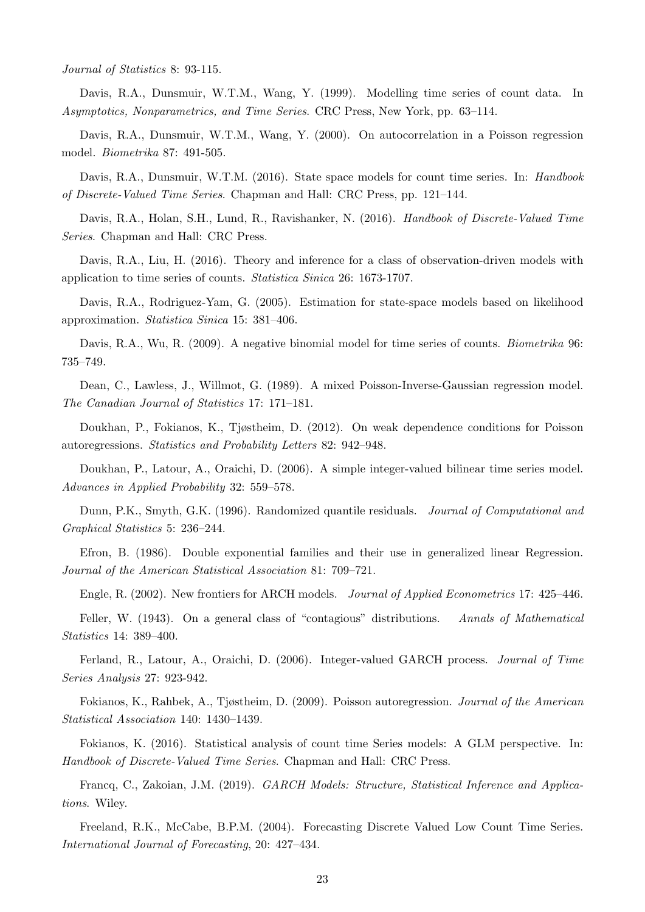*Journal of Statistics* 8: 93-115.

Davis, R.A., Dunsmuir, W.T.M., Wang, Y. (1999). Modelling time series of count data. In *Asymptotics, Nonparametrics, and Time Series*. CRC Press, New York, pp. 63–114.

Davis, R.A., Dunsmuir, W.T.M., Wang, Y. (2000). On autocorrelation in a Poisson regression model. *Biometrika* 87: 491-505.

Davis, R.A., Dunsmuir, W.T.M. (2016). State space models for count time series. In: *Handbook of Discrete-Valued Time Series*. Chapman and Hall: CRC Press, pp. 121–144.

Davis, R.A., Holan, S.H., Lund, R., Ravishanker, N. (2016). *Handbook of Discrete-Valued Time Series*. Chapman and Hall: CRC Press.

Davis, R.A., Liu, H. (2016). Theory and inference for a class of observation-driven models with application to time series of counts. *Statistica Sinica* 26: 1673-1707.

Davis, R.A., Rodriguez-Yam, G. (2005). Estimation for state-space models based on likelihood approximation. *Statistica Sinica* 15: 381–406.

Davis, R.A., Wu, R. (2009). A negative binomial model for time series of counts. *Biometrika* 96: 735–749.

Dean, C., Lawless, J., Willmot, G. (1989). A mixed Poisson-Inverse-Gaussian regression model. *The Canadian Journal of Statistics* 17: 171–181.

Doukhan, P., Fokianos, K., Tjøstheim, D. (2012). On weak dependence conditions for Poisson autoregressions. *Statistics and Probability Letters* 82: 942–948.

Doukhan, P., Latour, A., Oraichi, D. (2006). A simple integer-valued bilinear time series model. *Advances in Applied Probability* 32: 559–578.

Dunn, P.K., Smyth, G.K. (1996). Randomized quantile residuals. *Journal of Computational and Graphical Statistics* 5: 236–244.

Efron, B. (1986). Double exponential families and their use in generalized linear Regression. *Journal of the American Statistical Association* 81: 709–721.

Engle, R. (2002). New frontiers for ARCH models. *Journal of Applied Econometrics* 17: 425–446.

Feller, W. (1943). On a general class of "contagious" distributions. *Annals of Mathematical Statistics* 14: 389–400.

Ferland, R., Latour, A., Oraichi, D. (2006). Integer-valued GARCH process. *Journal of Time Series Analysis* 27: 923-942.

Fokianos, K., Rahbek, A., Tjøstheim, D. (2009). Poisson autoregression. *Journal of the American Statistical Association* 140: 1430–1439.

Fokianos, K. (2016). Statistical analysis of count time Series models: A GLM perspective. In: *Handbook of Discrete-Valued Time Series*. Chapman and Hall: CRC Press.

Francq, C., Zakoian, J.M. (2019). *GARCH Models: Structure, Statistical Inference and Applications*. Wiley.

Freeland, R.K., McCabe, B.P.M. (2004). Forecasting Discrete Valued Low Count Time Series. *International Journal of Forecasting*, 20: 427–434.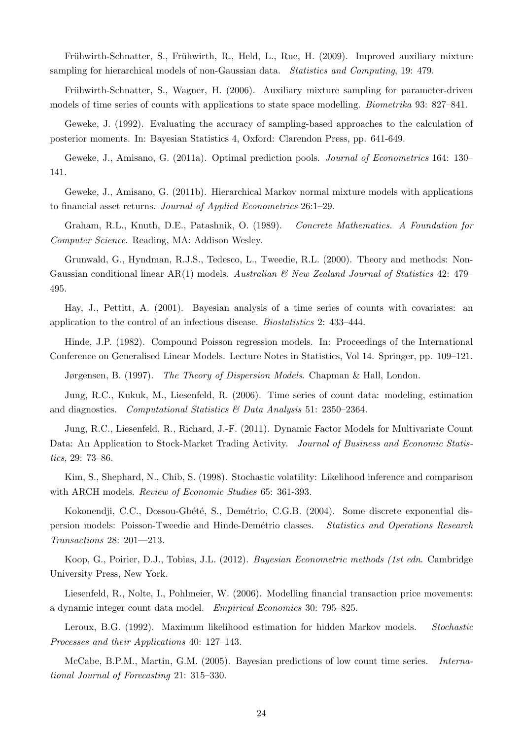Frühwirth-Schnatter, S., Frühwirth, R., Held, L., Rue, H. (2009). Improved auxiliary mixture sampling for hierarchical models of non-Gaussian data. *Statistics and Computing*, 19: 479.

Frühwirth-Schnatter, S., Wagner, H. (2006). Auxiliary mixture sampling for parameter-driven models of time series of counts with applications to state space modelling. *Biometrika* 93: 827–841.

Geweke, J. (1992). Evaluating the accuracy of sampling-based approaches to the calculation of posterior moments. In: Bayesian Statistics 4, Oxford: Clarendon Press, pp. 641-649.

Geweke, J., Amisano, G. (2011a). Optimal prediction pools. *Journal of Econometrics* 164: 130–141.

Geweke, J., Amisano, G. (2011b). Hierarchical Markov normal mixture models with applications to financial asset returns. *Journal of Applied Econometrics* 26:1–29.

Graham, R.L., Knuth, D.E., Patashnik, O. (1989). *Concrete Mathematics. A Foundation for Computer Science*. Reading, MA: Addison Wesley.

Grunwald, G., Hyndman, R.J.S., Tedesco, L., Tweedie, R.L. (2000). Theory and methods: Non-Gaussian conditional linear AR(1) models. *Australian & New Zealand Journal of Statistics* 42: 479–495.

Hay, J., Pettitt, A. (2001). Bayesian analysis of a time series of counts with covariates: an application to the control of an infectious disease. *Biostatistics* 2: 433–444.

Hinde, J.P. (1982). Compound Poisson regression models. In: Proceedings of the International Conference on Generalised Linear Models. Lecture Notes in Statistics, Vol 14. Springer, pp. 109–121.

Jørgensen, B. (1997). *The Theory of Dispersion Models*. Chapman & Hall, London.

Jung, R.C., Kukuk, M., Liesenfeld, R. (2006). Time series of count data: modeling, estimation and diagnostics. *Computational Statistics & Data Analysis* 51: 2350–2364.

Jung, R.C., Liesenfeld, R., Richard, J.-F. (2011). Dynamic Factor Models for Multivariate Count Data: An Application to Stock-Market Trading Activity. *Journal of Business and Economic Statistics*, 29: 73–86.

Kim, S., Shephard, N., Chib, S. (1998). Stochastic volatility: Likelihood inference and comparison with ARCH models. *Review of Economic Studies* 65: 361-393.

Kokonendji, C.C., Dossou-Gbété, S., Demétrio, C.G.B. (2004). Some discrete exponential dispersion models: Poisson-Tweedie and Hinde-Demétrio classes. *Statistics and Operations Research Transactions* 28: 201—213.

Koop, G., Poirier, D.J., Tobias, J.L. (2012). *Bayesian Econometric methods (1st edn*. Cambridge University Press, New York.

Liesenfeld, R., Nolte, I., Pohlmeier, W. (2006). Modelling financial transaction price movements: a dynamic integer count data model. *Empirical Economics* 30: 795–825.

Leroux, B.G. (1992). Maximum likelihood estimation for hidden Markov models. *Stochastic Processes and their Applications* 40: 127–143.

McCabe, B.P.M., Martin, G.M. (2005). Bayesian predictions of low count time series. *International Journal of Forecasting* 21: 315–330.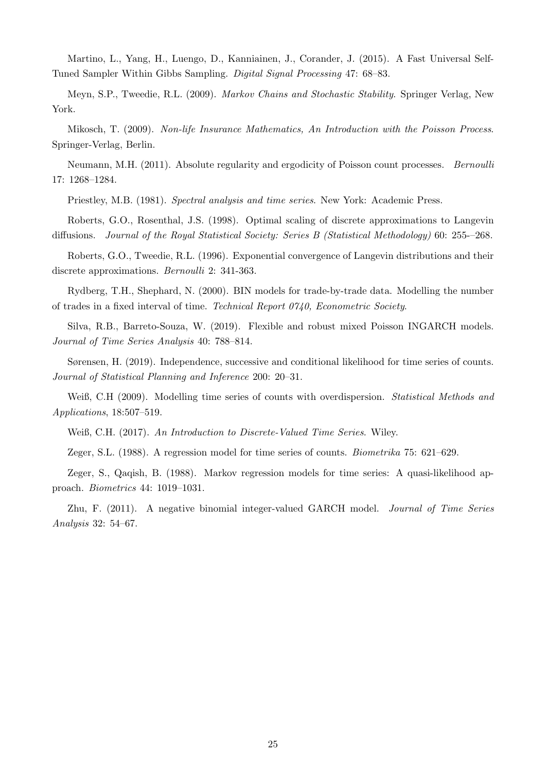Martino, L., Yang, H., Luengo, D., Kanniainen, J., Corander, J. (2015). A Fast Universal Self-Tuned Sampler Within Gibbs Sampling. *Digital Signal Processing* 47: 68–83.

Meyn, S.P., Tweedie, R.L. (2009). *Markov Chains and Stochastic Stability*. Springer Verlag, New York.

Mikosch, T. (2009). *Non-life Insurance Mathematics, An Introduction with the Poisson Process*. Springer-Verlag, Berlin.

Neumann, M.H. (2011). Absolute regularity and ergodicity of Poisson count processes. *Bernoulli* 17: 1268–1284.

Priestley, M.B. (1981). *Spectral analysis and time series*. New York: Academic Press.

Roberts, G.O., Rosenthal, J.S. (1998). Optimal scaling of discrete approximations to Langevin diffusions. *Journal of the Royal Statistical Society: Series B (Statistical Methodology)* 60: 255-–268.

Roberts, G.O., Tweedie, R.L. (1996). Exponential convergence of Langevin distributions and their discrete approximations. *Bernoulli* 2: 341-363.

Rydberg, T.H., Shephard, N. (2000). BIN models for trade-by-trade data. Modelling the number of trades in a fixed interval of time. *Technical Report 0740, Econometric Society*.

Silva, R.B., Barreto-Souza, W. (2019). Flexible and robust mixed Poisson INGARCH models. *Journal of Time Series Analysis* 40: 788–814.

Sørensen, H. (2019). Independence, successive and conditional likelihood for time series of counts. *Journal of Statistical Planning and Inference* 200: 20–31.

Weiß, C.H (2009). Modelling time series of counts with overdispersion. *Statistical Methods and Applications*, 18:507–519.

Weiß, C.H. (2017). *An Introduction to Discrete-Valued Time Series*. Wiley.

Zeger, S.L. (1988). A regression model for time series of counts. *Biometrika* 75: 621–629.

Zeger, S., Qaqish, B. (1988). Markov regression models for time series: A quasi-likelihood approach. *Biometrics* 44: 1019–1031.

Zhu, F. (2011). A negative binomial integer-valued GARCH model. *Journal of Time Series Analysis* 32: 54–67.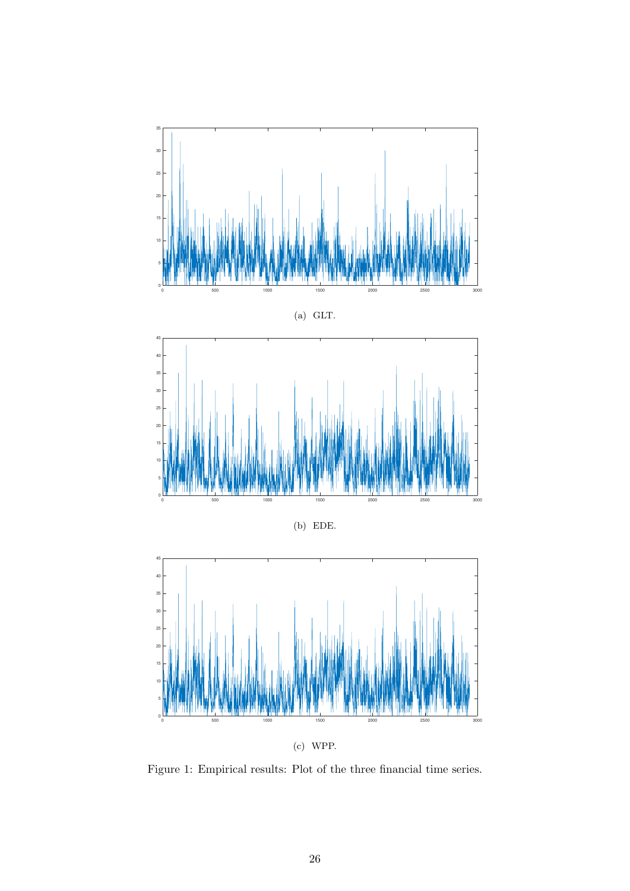(a) GLT.

(b) EDE.

(c) WPP.

Figure 1: Empirical results: Plot of the three financial time series.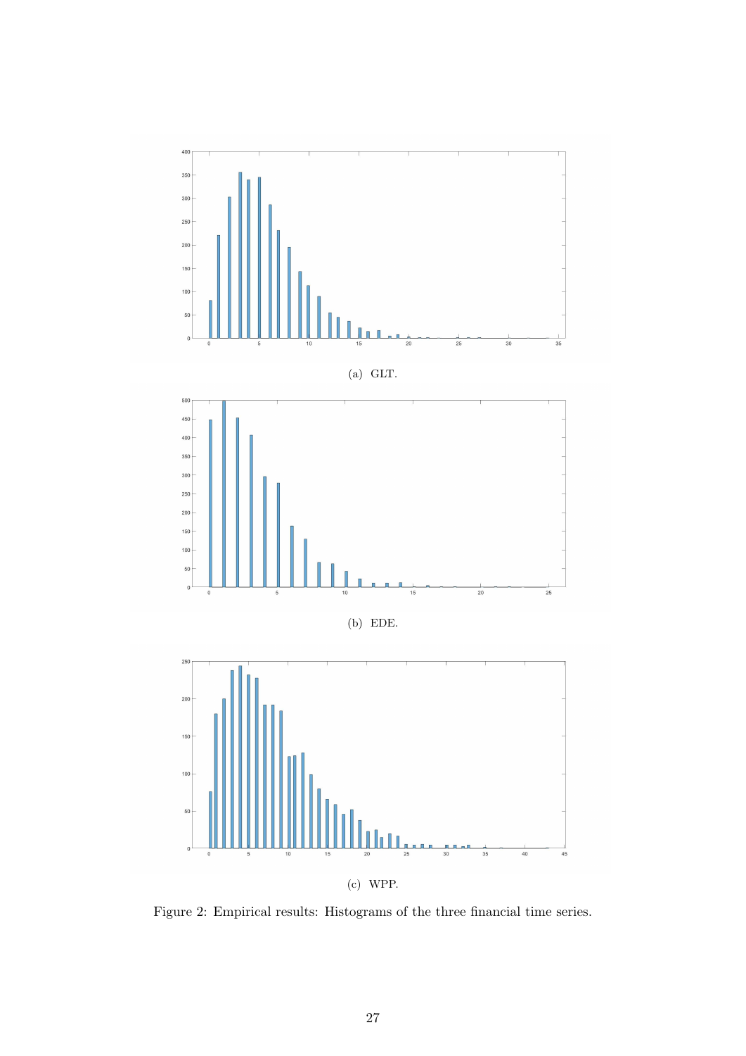(a) GLT.

(b) EDE.

(c) WPP.

Figure 2: Empirical results: Histograms of the three financial time series.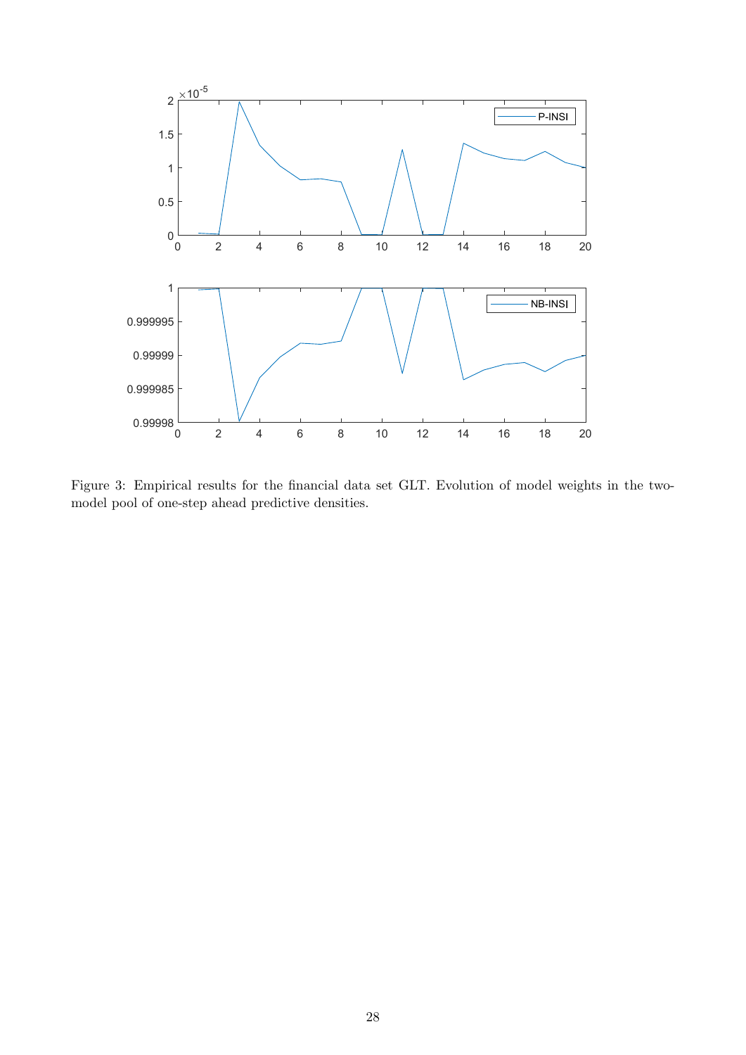Figure 3: Empirical results for the financial data set GLT. Evolution of model weights in the two-model pool of one-step ahead predictive densities.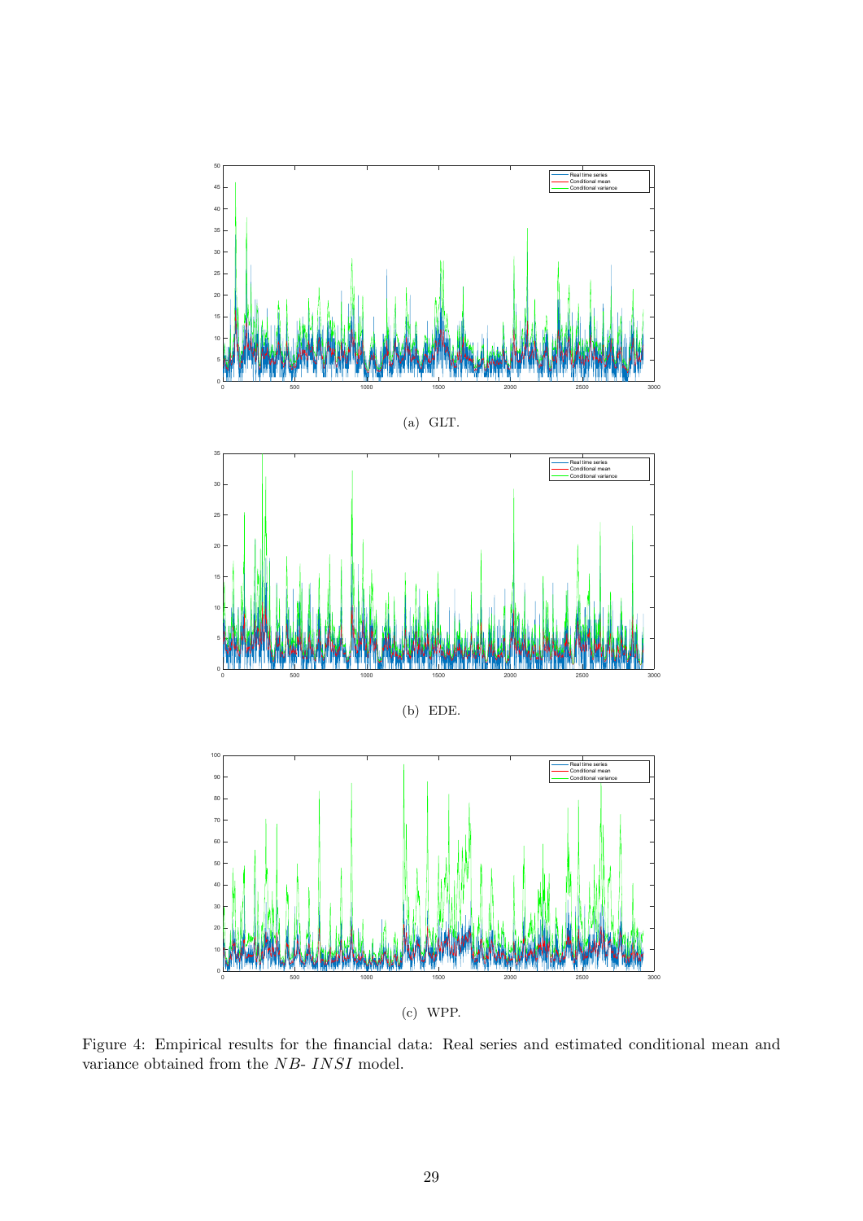(a) GLT.

(b) EDE.

(c) WPP.

Figure 4: Empirical results for the financial data: Real series and estimated conditional mean and variance obtained from the $NB$- $INSI$ model.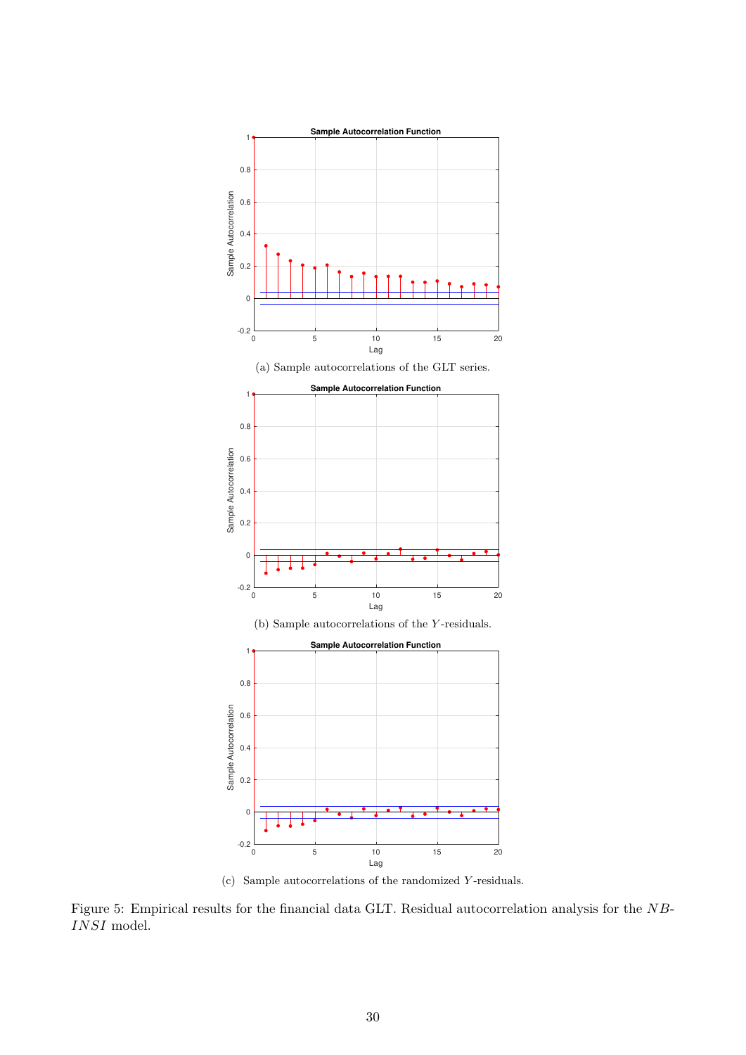(a) Sample autocorrelations of the GLT series.

(b) Sample autocorrelations of the $Y$-residuals.

(c) Sample autocorrelations of the randomized $Y$-residuals.

Figure 5: Empirical results for the financial data GLT. Residual autocorrelation analysis for the $NB$-$INSI$ model.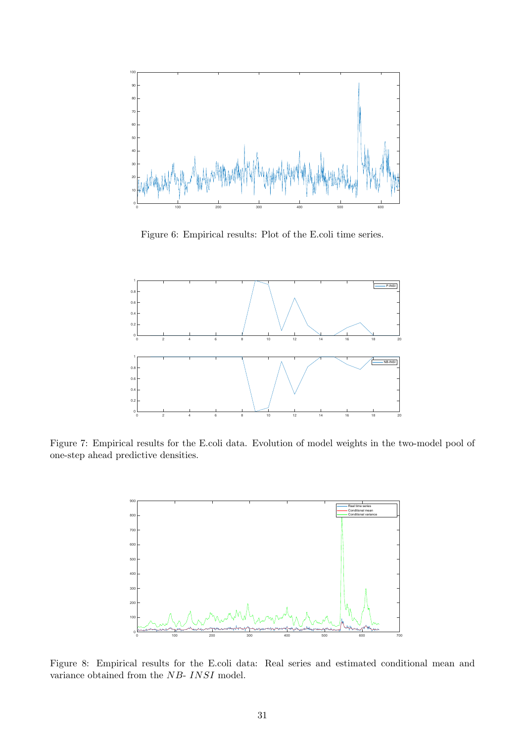Figure 6: Empirical results: Plot of the E.coli time series.

Figure 7: Empirical results for the E.coli data. Evolution of model weights in the two-model pool of one-step ahead predictive densities.

Figure 8: Empirical results for the E.coli data: Real series and estimated conditional mean and variance obtained from the $NB$- $INSI$ model.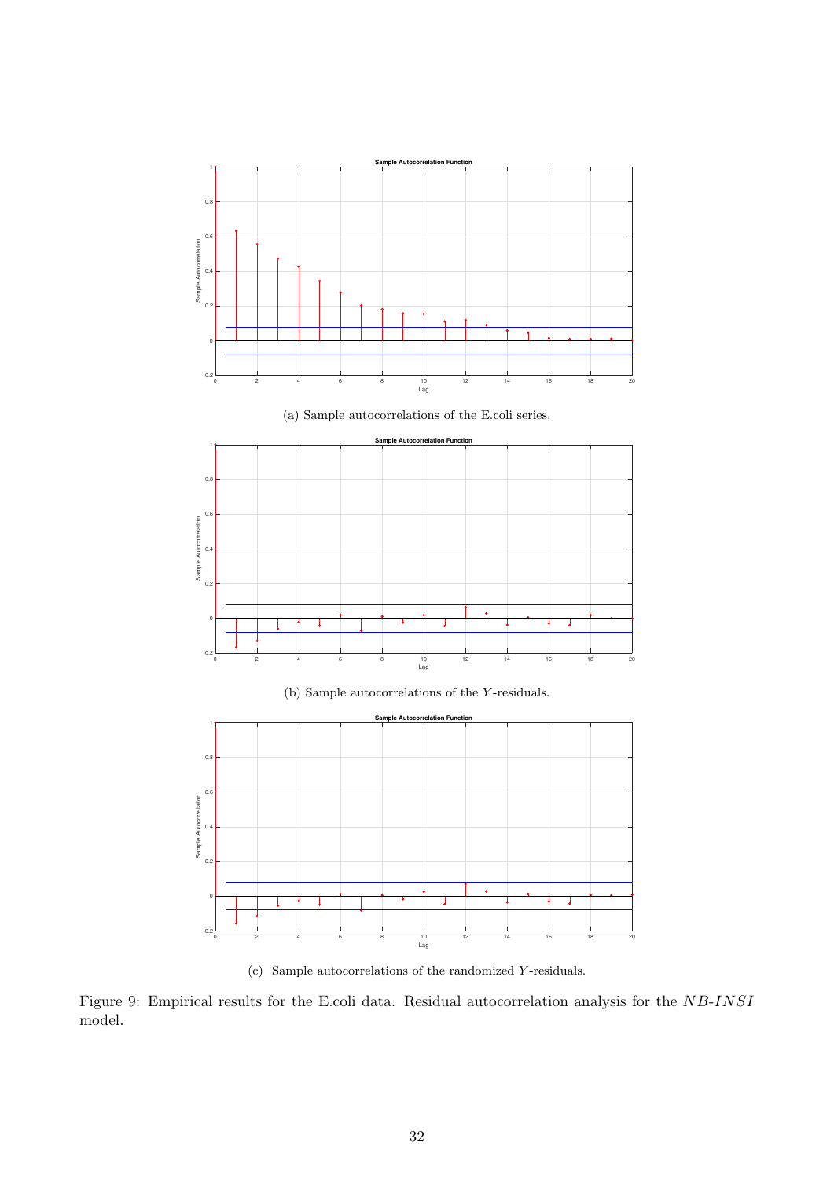(a) Sample autocorrelations of the E.coli series.

(b) Sample autocorrelations of the $Y$-residuals.

(c) Sample autocorrelations of the randomized $Y$-residuals.

Figure 9: Empirical results for the E.coli data. Residual autocorrelation analysis for the $NB\text{-}INSI$ model.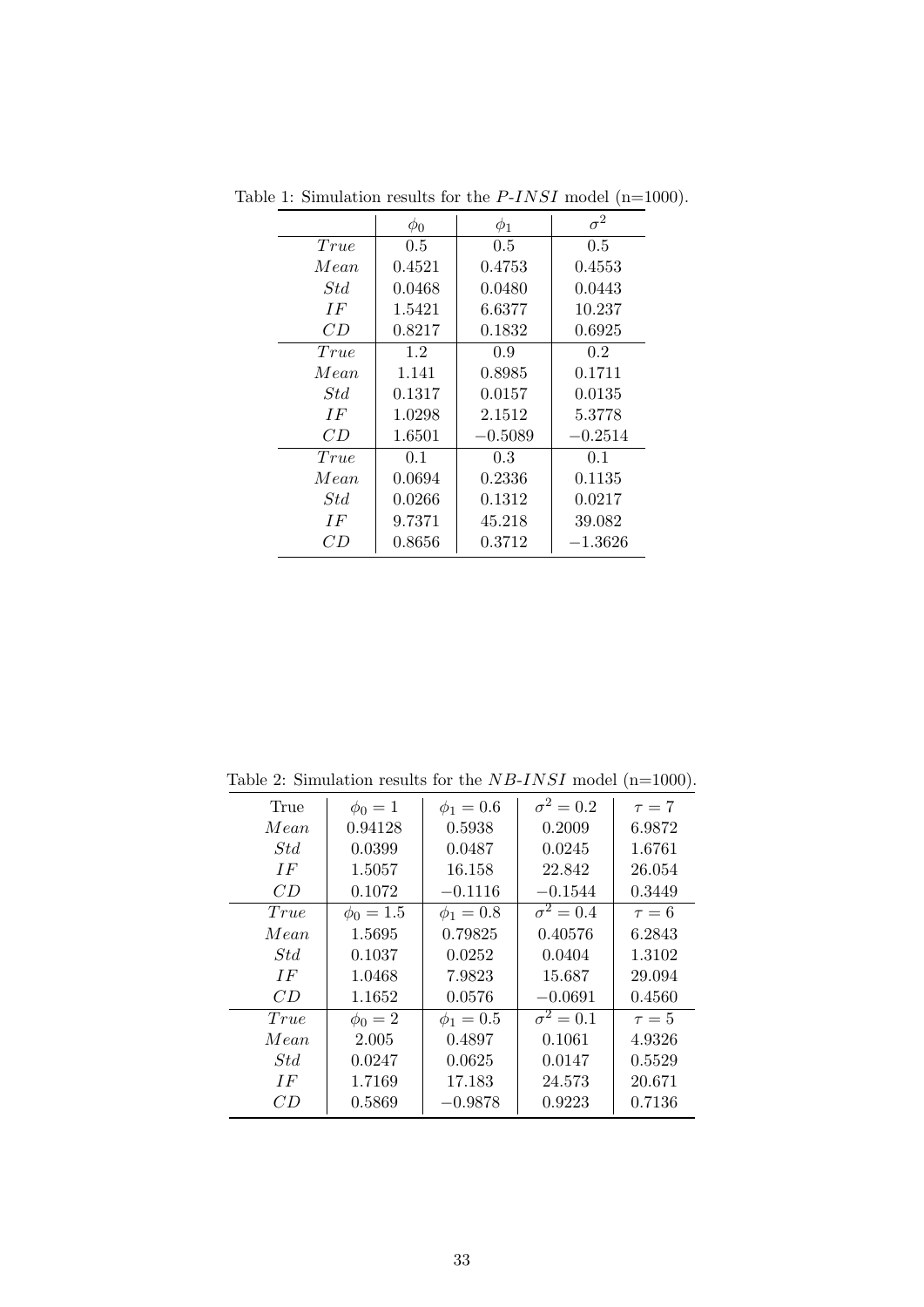Table 1: Simulation results for the *P-INSI* model (n=1000).

| | $\phi_0$ | $\phi_1$ | $\sigma^2$ |
|---|---|---|---|
| *True* | 0.5 | 0.5 | 0.5 |
| *Mean* | 0.4521 | 0.4753 | 0.4553 |
| *Std* | 0.0468 | 0.0480 | 0.0443 |
| *IF* | 1.5421 | 6.6377 | 10.237 |
| *CD* | 0.8217 | 0.1832 | 0.6925 |
| *True* | 1.2 | 0.9 | 0.2 |
| *Mean* | 1.141 | 0.8985 | 0.1711 |
| *Std* | 0.1317 | 0.0157 | 0.0135 |
| *IF* | 1.0298 | 2.1512 | 5.3778 |
| *CD* | 1.6501 | $-0.5089$ | $-0.2514$ |
| *True* | 0.1 | 0.3 | 0.1 |
| *Mean* | 0.0694 | 0.2336 | 0.1135 |
| *Std* | 0.0266 | 0.1312 | 0.0217 |
| *IF* | 9.7371 | 45.218 | 39.082 |
| *CD* | 0.8656 | 0.3712 | $-1.3626$ |

Table 2: Simulation results for the *NB-INSI* model (n=1000).

| True | $\phi_0 = 1$ | $\phi_1 = 0.6$ | $\sigma^2 = 0.2$ | $\tau = 7$ |
|---|---|---|---|---|
| *Mean* | 0.94128 | 0.5938 | 0.2009 | 6.9872 |
| *Std* | 0.0399 | 0.0487 | 0.0245 | 1.6761 |
| *IF* | 1.5057 | 16.158 | 22.842 | 26.054 |
| *CD* | 0.1072 | $-0.1116$ | $-0.1544$ | 0.3449 |
| *True* | $\phi_0 = 1.5$ | $\phi_1 = 0.8$ | $\sigma^2 = 0.4$ | $\tau = 6$ |
| *Mean* | 1.5695 | 0.79825 | 0.40576 | 6.2843 |
| *Std* | 0.1037 | 0.0252 | 0.0404 | 1.3102 |
| *IF* | 1.0468 | 7.9823 | 15.687 | 29.094 |
| *CD* | 1.1652 | 0.0576 | $-0.0691$ | 0.4560 |
| *True* | $\phi_0 = 2$ | $\phi_1 = 0.5$ | $\sigma^2 = 0.1$ | $\tau = 5$ |
| *Mean* | 2.005 | 0.4897 | 0.1061 | 4.9326 |
| *Std* | 0.0247 | 0.0625 | 0.0147 | 0.5529 |
| *IF* | 1.7169 | 17.183 | 24.573 | 20.671 |
| *CD* | 0.5869 | $-0.9878$ | 0.9223 | 0.7136 |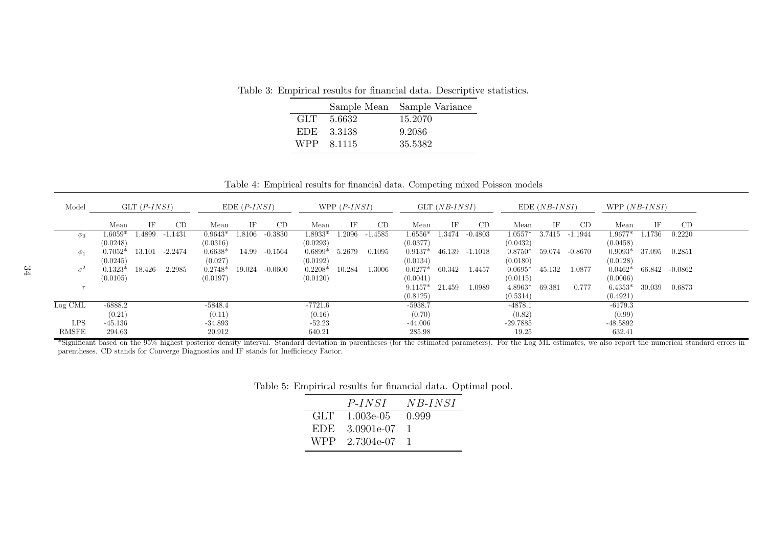Table 3: Empirical results for financial data. Descriptive statistics.

| | Sample Mean | Sample Variance |
|---|---|---|
| GLT | 5.6632 | 15.2070 |
| EDE | 3.3138 | 9.2086 |
| WPP | 8.1115 | 35.5382 |

Table 4: Empirical results for financial data. Competing mixed Poisson models

| Model | GLT ($P$-$INSI$) | | | EDE ($P$-$INSI$) | | | WPP ($P$-$INSI$) | | | GLT ($NB$-$INSI$) | | | EDE ($NB$-$INSI$) | | | WPP ($NB$-$INSI$) | | |
|---|---|---|---|---|---|---|---|---|---|---|---|---|---|---|---|---|---|---|
| | Mean | IF | CD | Mean | IF | CD | Mean | IF | CD | Mean | IF | CD | Mean | IF | CD | Mean | IF | CD |
| $\phi_0$ | 1.6059* | 1.4899 | -1.1431 | 0.9643* | 1.8106 | -0.3830 | 1.8933* | 1.2096 | -1.4585 | 1.6556* | 1.3474 | -0.4803 | 1.0557* | 3.7415 | -1.1944 | 1.9677* | 1.1736 | 0.2220 |
| | (0.0248) | | | (0.0316) | | | (0.0293) | | | (0.0377) | | | (0.0432) | | | (0.0458) | | |
| $\phi_1$ | 0.7052* | 13.101 | -2.2474 | 0.6638* | 14.99 | -0.1564 | 0.6899* | 5.2679 | 0.1095 | 0.9137* | 46.139 | -1.1018 | 0.8750* | 59.074 | -0.8670 | 0.9093* | 37.095 | 0.2851 |
| | (0.0245) | | | (0.027) | | | (0.0192) | | | (0.0134) | | | (0.0180) | | | (0.0128) | | |
| $\sigma^2$ | 0.1323* | 18.426 | 2.2985 | 0.2748* | 19.024 | -0.0600 | 0.2208* | 10.284 | 1.3006 | 0.0277* | 60.342 | 1.4457 | 0.0695* | 45.132 | 1.0877 | 0.0462* | 66.842 | -0.0862 |
| | (0.0105) | | | (0.0197) | | | (0.0120) | | | (0.0041) | | | (0.0115) | | | (0.0066) | | |
| $\tau$ | | | | | | | | | | 9.1157* | 21.459 | 1.0989 | 4.8963* | 69.381 | 0.777 | 6.4353* | 30.039 | 0.6873 |
| | | | | | | | | | | (0.8125) | | | (0.5314) | | | (0.4921) | | |
| Log CML | -6888.2 | | | -5848.4 | | | -7721.6 | | | -5938.7 | | | -4878.1 | | | -6179.3 | | |
| | (0.21) | | | (0.11) | | | (0.16) | | | (0.70) | | | (0.82) | | | (0.99) | | |
| LPS | -45.136 | | | -34.893 | | | -52.23 | | | -44.006 | | | -29.7885 | | | -48.5892 | | |
| RMSFE | 294.63 | | | 20.912 | | | 640.21 | | | 285.98 | | | 19.25 | | | 632.41 | | |

*Significant based on the 95% highest posterior density interval. Standard deviation in parentheses (for the estimated parameters). For the Log ML estimates, we also report the numerical standard errors in parentheses. CD stands for Converge Diagnostics and IF stands for Inefficiency Factor.

Table 5: Empirical results for financial data. Optimal pool.

| | $P$-$INSI$ | $NB$-$INSI$ |
|---|---|---|
| GLT | 1.003e-05 | 0.999 |
| EDE | 3.0901e-07 | 1 |
| WPP | 2.7304e-07 | 1 |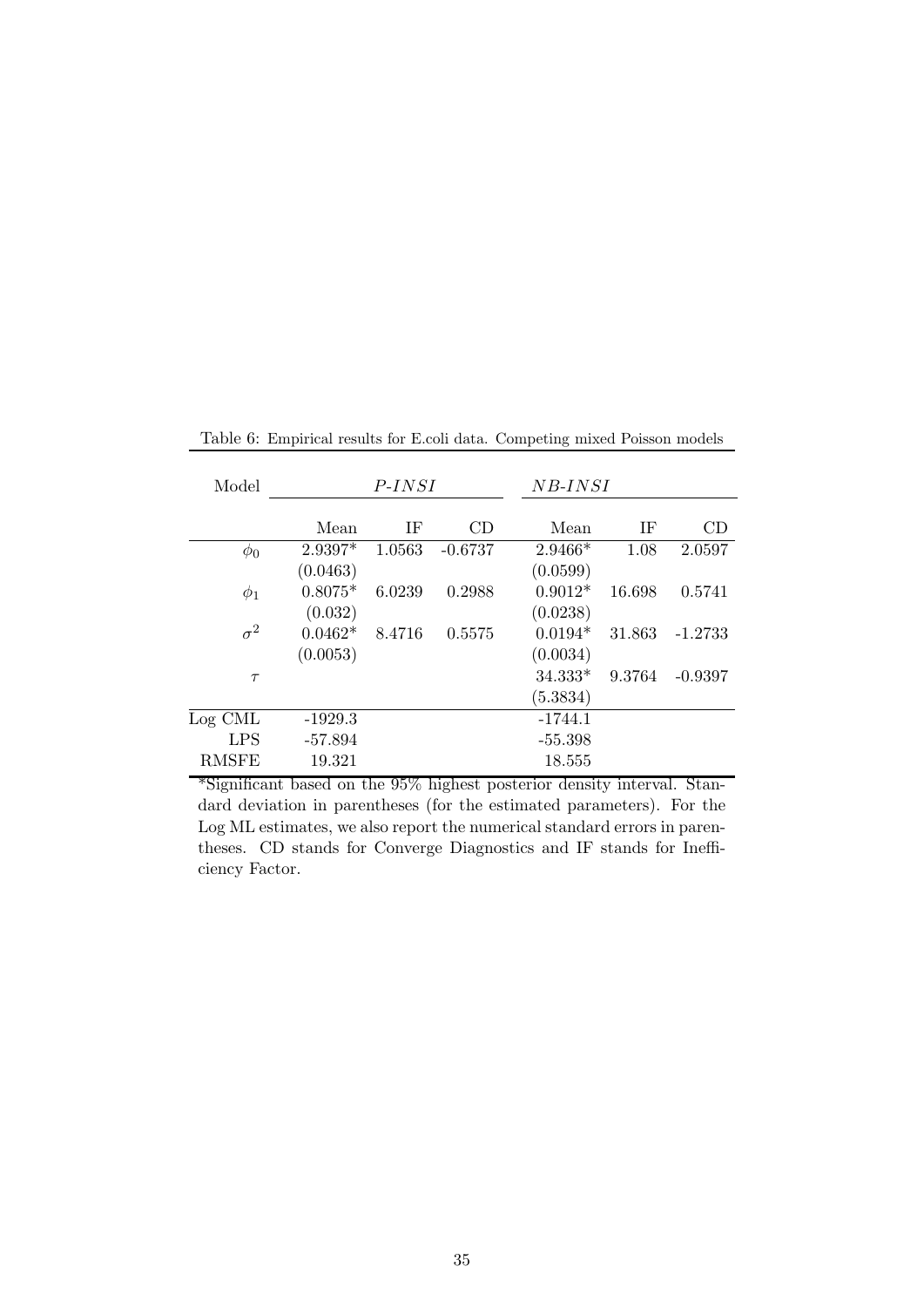Table 6: Empirical results for E.coli data. Competing mixed Poisson models

| Model | *P-INSI* | | | *NB-INSI* | | |
|---|---|---|---|---|---|---|
| | Mean | IF | CD | Mean | IF | CD |
| $\phi_0$ | 2.9397* | 1.0563 | -0.6737 | 2.9466* | 1.08 | 2.0597 |
| | (0.0463) | | | (0.0599) | | |
| $\phi_1$ | 0.8075* | 6.0239 | 0.2988 | 0.9012* | 16.698 | 0.5741 |
| | (0.032) | | | (0.0238) | | |
| $\sigma^2$ | 0.0462* | 8.4716 | 0.5575 | 0.0194* | 31.863 | -1.2733 |
| | (0.0053) | | | (0.0034) | | |
| $\tau$ | | | | 34.333* | 9.3764 | -0.9397 |
| | | | | (5.3834) | | |
| Log CML | -1929.3 | | | -1744.1 | | |
| LPS | -57.894 | | | -55.398 | | |
| RMSFE | 19.321 | | | 18.555 | | |

*Significant based on the 95% highest posterior density interval. Standard deviation in parentheses (for the estimated parameters). For the Log ML estimates, we also report the numerical standard errors in parentheses. CD stands for Converge Diagnostics and IF stands for Inefficiency Factor.